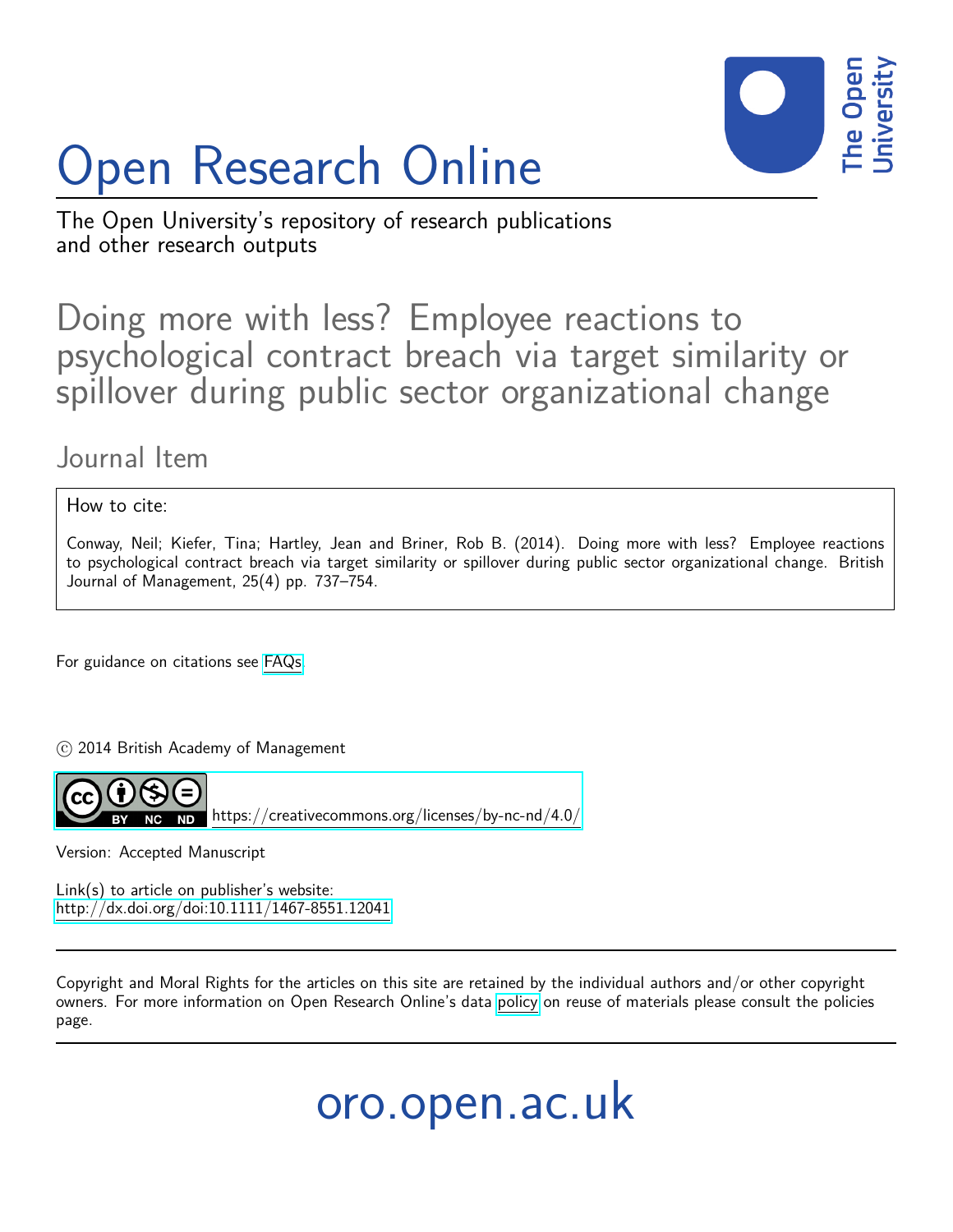# Open Research Online

The Open University's repository of research publications and other research outputs

## Doing more with less? Employee reactions to psychological contract breach via target similarity or spillover during public sector organizational change

### Journal Item

How to cite:

Conway, Neil; Kiefer, Tina; Hartley, Jean and Briner, Rob B. (2014). Doing more with less? Employee reactions to psychological contract breach via target similarity or spillover during public sector organizational change. British Journal of Management, 25(4) pp. 737–754.

For guidance on citations see FAQs.

© 2014 British Academy of Management

https://creativecommons.org/licenses/by-nc-nd/4.0/

Version: Accepted Manuscript

Link(s) to article on publisher's website:
http://dx.doi.org/doi:10.1111/1467-8551.12041

Copyright and Moral Rights for the articles on this site are retained by the individual authors and/or other copyright owners. For more information on Open Research Online's data policy on reuse of materials please consult the policies page.

oro.open.ac.uk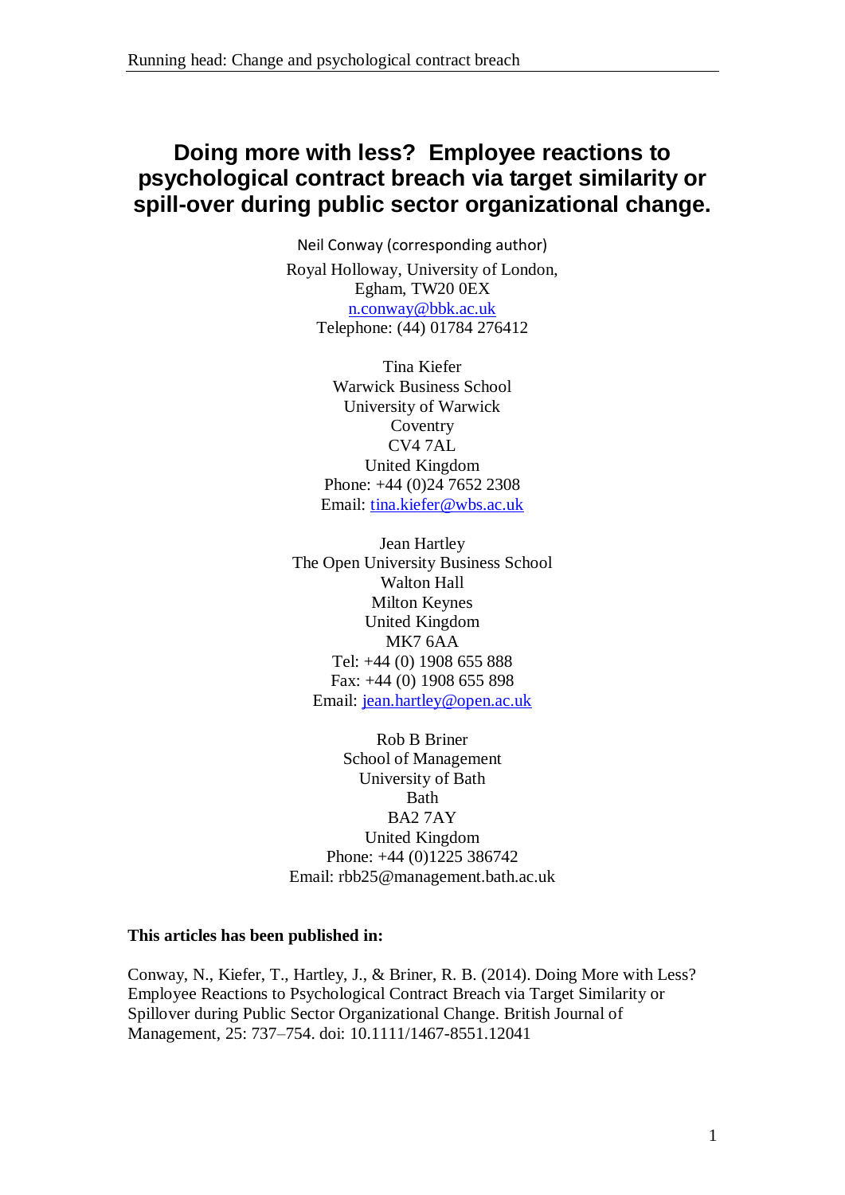# Doing more with less? Employee reactions to psychological contract breach via target similarity or spill-over during public sector organizational change.

Neil Conway (corresponding author)

Royal Holloway, University of London,
Egham, TW20 0EX
n.conway@bbk.ac.uk
Telephone: (44) 01784 276412

Tina Kiefer
Warwick Business School
University of Warwick
Coventry
CV4 7AL
United Kingdom
Phone: +44 (0)24 7652 2308
Email: tina.kiefer@wbs.ac.uk

Jean Hartley
The Open University Business School
Walton Hall
Milton Keynes
United Kingdom
MK7 6AA
Tel: +44 (0) 1908 655 888
Fax: +44 (0) 1908 655 898
Email: jean.hartley@open.ac.uk

Rob B Briner
School of Management
University of Bath
Bath
BA2 7AY
United Kingdom
Phone: +44 (0)1225 386742
Email: rbb25@management.bath.ac.uk

**This articles has been published in:**

Conway, N., Kiefer, T., Hartley, J., & Briner, R. B. (2014). Doing More with Less? Employee Reactions to Psychological Contract Breach via Target Similarity or Spillover during Public Sector Organizational Change. British Journal of Management, 25: 737–754. doi: 10.1111/1467-8551.12041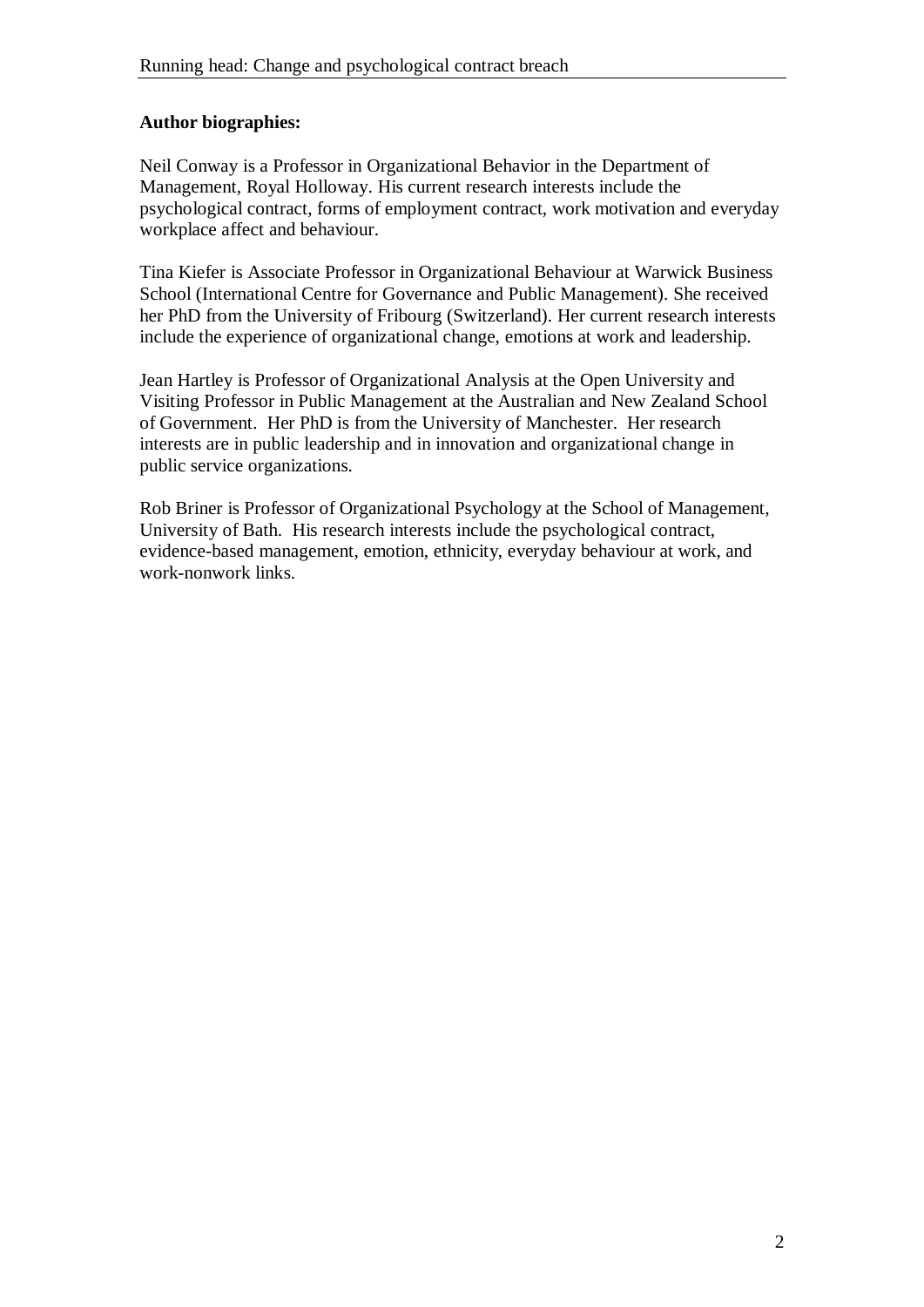**Author biographies:**

Neil Conway is a Professor in Organizational Behavior in the Department of Management, Royal Holloway. His current research interests include the psychological contract, forms of employment contract, work motivation and everyday workplace affect and behaviour.

Tina Kiefer is Associate Professor in Organizational Behaviour at Warwick Business School (International Centre for Governance and Public Management). She received her PhD from the University of Fribourg (Switzerland). Her current research interests include the experience of organizational change, emotions at work and leadership.

Jean Hartley is Professor of Organizational Analysis at the Open University and Visiting Professor in Public Management at the Australian and New Zealand School of Government. Her PhD is from the University of Manchester. Her research interests are in public leadership and in innovation and organizational change in public service organizations.

Rob Briner is Professor of Organizational Psychology at the School of Management, University of Bath. His research interests include the psychological contract, evidence-based management, emotion, ethnicity, everyday behaviour at work, and work-nonwork links.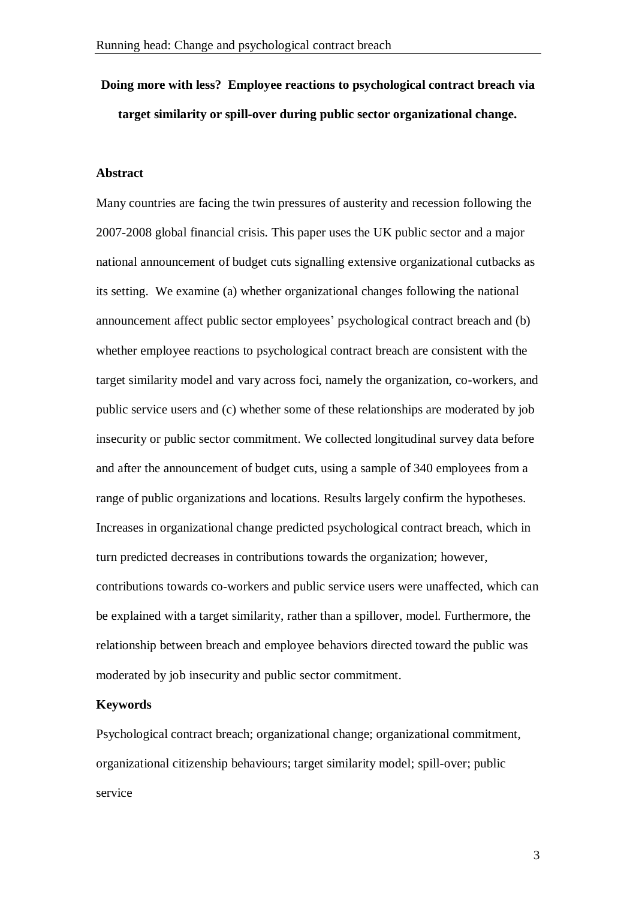**Doing more with less? Employee reactions to psychological contract breach via target similarity or spill-over during public sector organizational change.**

**Abstract**

Many countries are facing the twin pressures of austerity and recession following the 2007-2008 global financial crisis. This paper uses the UK public sector and a major national announcement of budget cuts signalling extensive organizational cutbacks as its setting. We examine (a) whether organizational changes following the national announcement affect public sector employees' psychological contract breach and (b) whether employee reactions to psychological contract breach are consistent with the target similarity model and vary across foci, namely the organization, co-workers, and public service users and (c) whether some of these relationships are moderated by job insecurity or public sector commitment. We collected longitudinal survey data before and after the announcement of budget cuts, using a sample of 340 employees from a range of public organizations and locations. Results largely confirm the hypotheses. Increases in organizational change predicted psychological contract breach, which in turn predicted decreases in contributions towards the organization; however, contributions towards co-workers and public service users were unaffected, which can be explained with a target similarity, rather than a spillover, model. Furthermore, the relationship between breach and employee behaviors directed toward the public was moderated by job insecurity and public sector commitment.

**Keywords**

Psychological contract breach; organizational change; organizational commitment, organizational citizenship behaviours; target similarity model; spill-over; public service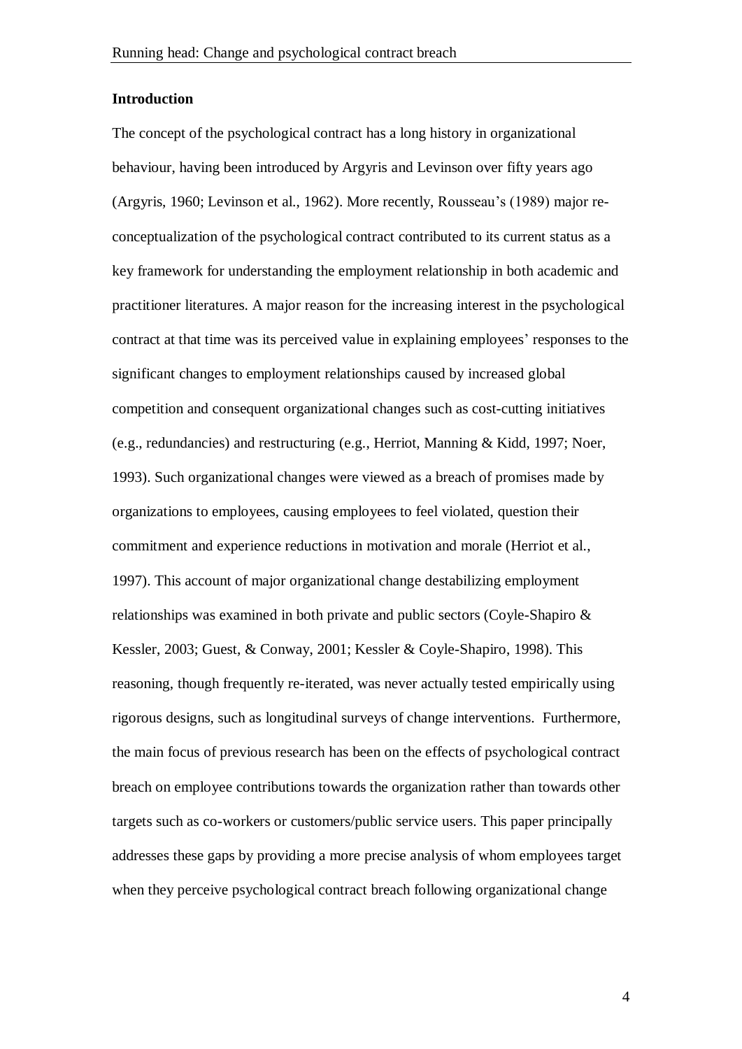## Introduction

The concept of the psychological contract has a long history in organizational behaviour, having been introduced by Argyris and Levinson over fifty years ago (Argyris, 1960; Levinson et al., 1962). More recently, Rousseau's (1989) major re-conceptualization of the psychological contract contributed to its current status as a key framework for understanding the employment relationship in both academic and practitioner literatures. A major reason for the increasing interest in the psychological contract at that time was its perceived value in explaining employees' responses to the significant changes to employment relationships caused by increased global competition and consequent organizational changes such as cost-cutting initiatives (e.g., redundancies) and restructuring (e.g., Herriot, Manning & Kidd, 1997; Noer, 1993). Such organizational changes were viewed as a breach of promises made by organizations to employees, causing employees to feel violated, question their commitment and experience reductions in motivation and morale (Herriot et al., 1997). This account of major organizational change destabilizing employment relationships was examined in both private and public sectors (Coyle-Shapiro & Kessler, 2003; Guest, & Conway, 2001; Kessler & Coyle-Shapiro, 1998). This reasoning, though frequently re-iterated, was never actually tested empirically using rigorous designs, such as longitudinal surveys of change interventions. Furthermore, the main focus of previous research has been on the effects of psychological contract breach on employee contributions towards the organization rather than towards other targets such as co-workers or customers/public service users. This paper principally addresses these gaps by providing a more precise analysis of whom employees target when they perceive psychological contract breach following organizational change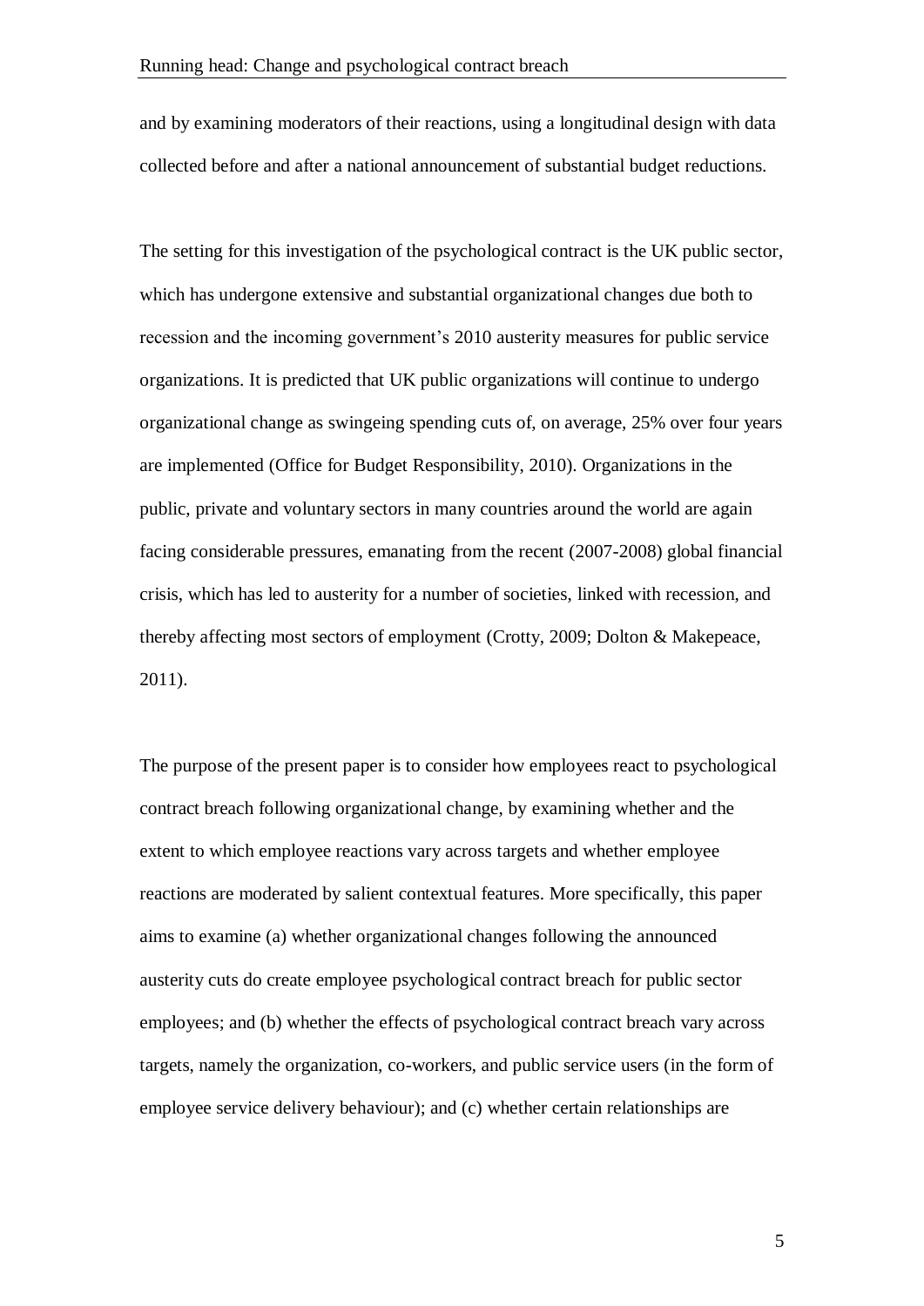and by examining moderators of their reactions, using a longitudinal design with data collected before and after a national announcement of substantial budget reductions.

The setting for this investigation of the psychological contract is the UK public sector, which has undergone extensive and substantial organizational changes due both to recession and the incoming government's 2010 austerity measures for public service organizations. It is predicted that UK public organizations will continue to undergo organizational change as swingeing spending cuts of, on average, 25% over four years are implemented (Office for Budget Responsibility, 2010). Organizations in the public, private and voluntary sectors in many countries around the world are again facing considerable pressures, emanating from the recent (2007-2008) global financial crisis, which has led to austerity for a number of societies, linked with recession, and thereby affecting most sectors of employment (Crotty, 2009; Dolton & Makepeace, 2011).

The purpose of the present paper is to consider how employees react to psychological contract breach following organizational change, by examining whether and the extent to which employee reactions vary across targets and whether employee reactions are moderated by salient contextual features. More specifically, this paper aims to examine (a) whether organizational changes following the announced austerity cuts do create employee psychological contract breach for public sector employees; and (b) whether the effects of psychological contract breach vary across targets, namely the organization, co-workers, and public service users (in the form of employee service delivery behaviour); and (c) whether certain relationships are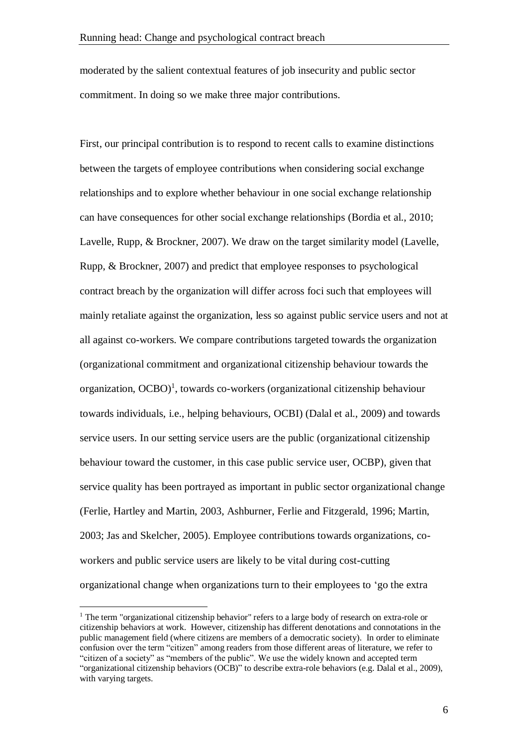moderated by the salient contextual features of job insecurity and public sector commitment. In doing so we make three major contributions.

First, our principal contribution is to respond to recent calls to examine distinctions between the targets of employee contributions when considering social exchange relationships and to explore whether behaviour in one social exchange relationship can have consequences for other social exchange relationships (Bordia et al., 2010; Lavelle, Rupp, & Brockner, 2007). We draw on the target similarity model (Lavelle, Rupp, & Brockner, 2007) and predict that employee responses to psychological contract breach by the organization will differ across foci such that employees will mainly retaliate against the organization, less so against public service users and not at all against co-workers. We compare contributions targeted towards the organization (organizational commitment and organizational citizenship behaviour towards the organization, OCBO)[1], towards co-workers (organizational citizenship behaviour towards individuals, i.e., helping behaviours, OCBI) (Dalal et al., 2009) and towards service users. In our setting service users are the public (organizational citizenship behaviour toward the customer, in this case public service user, OCBP), given that service quality has been portrayed as important in public sector organizational change (Ferlie, Hartley and Martin, 2003, Ashburner, Ferlie and Fitzgerald, 1996; Martin, 2003; Jas and Skelcher, 2005). Employee contributions towards organizations, co-workers and public service users are likely to be vital during cost-cutting organizational change when organizations turn to their employees to 'go the extra

[1] The term "organizational citizenship behavior" refers to a large body of research on extra-role or citizenship behaviors at work. However, citizenship has different denotations and connotations in the public management field (where citizens are members of a democratic society). In order to eliminate confusion over the term "citizen" among readers from those different areas of literature, we refer to "citizen of a society" as "members of the public". We use the widely known and accepted term "organizational citizenship behaviors (OCB)" to describe extra-role behaviors (e.g. Dalal et al., 2009), with varying targets.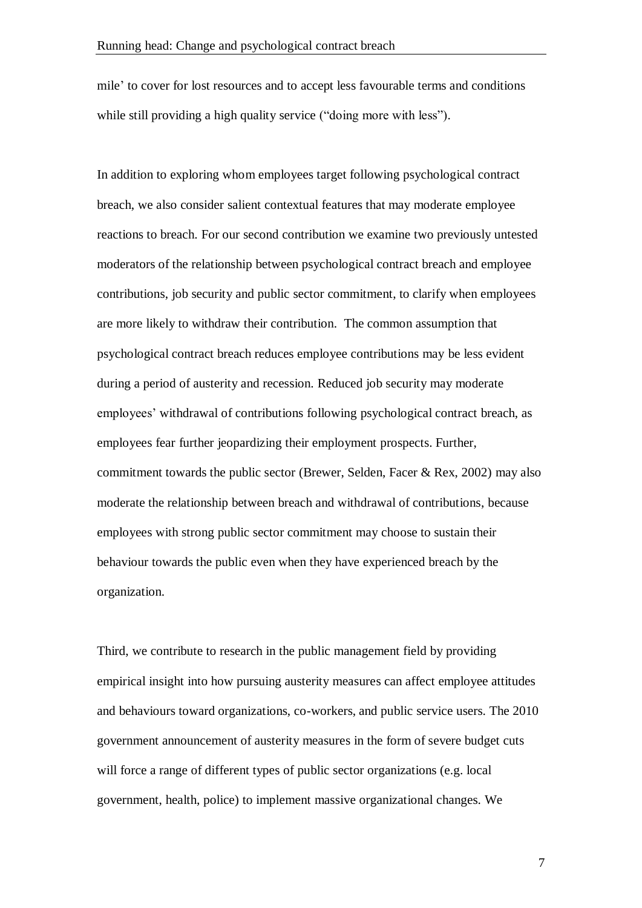mile' to cover for lost resources and to accept less favourable terms and conditions while still providing a high quality service ("doing more with less").

In addition to exploring whom employees target following psychological contract breach, we also consider salient contextual features that may moderate employee reactions to breach. For our second contribution we examine two previously untested moderators of the relationship between psychological contract breach and employee contributions, job security and public sector commitment, to clarify when employees are more likely to withdraw their contribution. The common assumption that psychological contract breach reduces employee contributions may be less evident during a period of austerity and recession. Reduced job security may moderate employees' withdrawal of contributions following psychological contract breach, as employees fear further jeopardizing their employment prospects. Further, commitment towards the public sector (Brewer, Selden, Facer & Rex, 2002) may also moderate the relationship between breach and withdrawal of contributions, because employees with strong public sector commitment may choose to sustain their behaviour towards the public even when they have experienced breach by the organization.

Third, we contribute to research in the public management field by providing empirical insight into how pursuing austerity measures can affect employee attitudes and behaviours toward organizations, co-workers, and public service users. The 2010 government announcement of austerity measures in the form of severe budget cuts will force a range of different types of public sector organizations (e.g. local government, health, police) to implement massive organizational changes. We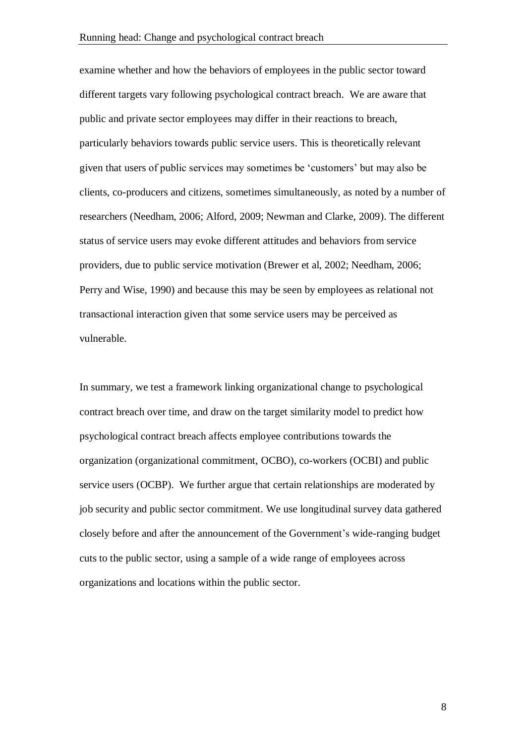examine whether and how the behaviors of employees in the public sector toward different targets vary following psychological contract breach. We are aware that public and private sector employees may differ in their reactions to breach, particularly behaviors towards public service users. This is theoretically relevant given that users of public services may sometimes be 'customers' but may also be clients, co-producers and citizens, sometimes simultaneously, as noted by a number of researchers (Needham, 2006; Alford, 2009; Newman and Clarke, 2009). The different status of service users may evoke different attitudes and behaviors from service providers, due to public service motivation (Brewer et al, 2002; Needham, 2006; Perry and Wise, 1990) and because this may be seen by employees as relational not transactional interaction given that some service users may be perceived as vulnerable.

In summary, we test a framework linking organizational change to psychological contract breach over time, and draw on the target similarity model to predict how psychological contract breach affects employee contributions towards the organization (organizational commitment, OCBO), co-workers (OCBI) and public service users (OCBP). We further argue that certain relationships are moderated by job security and public sector commitment. We use longitudinal survey data gathered closely before and after the announcement of the Government's wide-ranging budget cuts to the public sector, using a sample of a wide range of employees across organizations and locations within the public sector.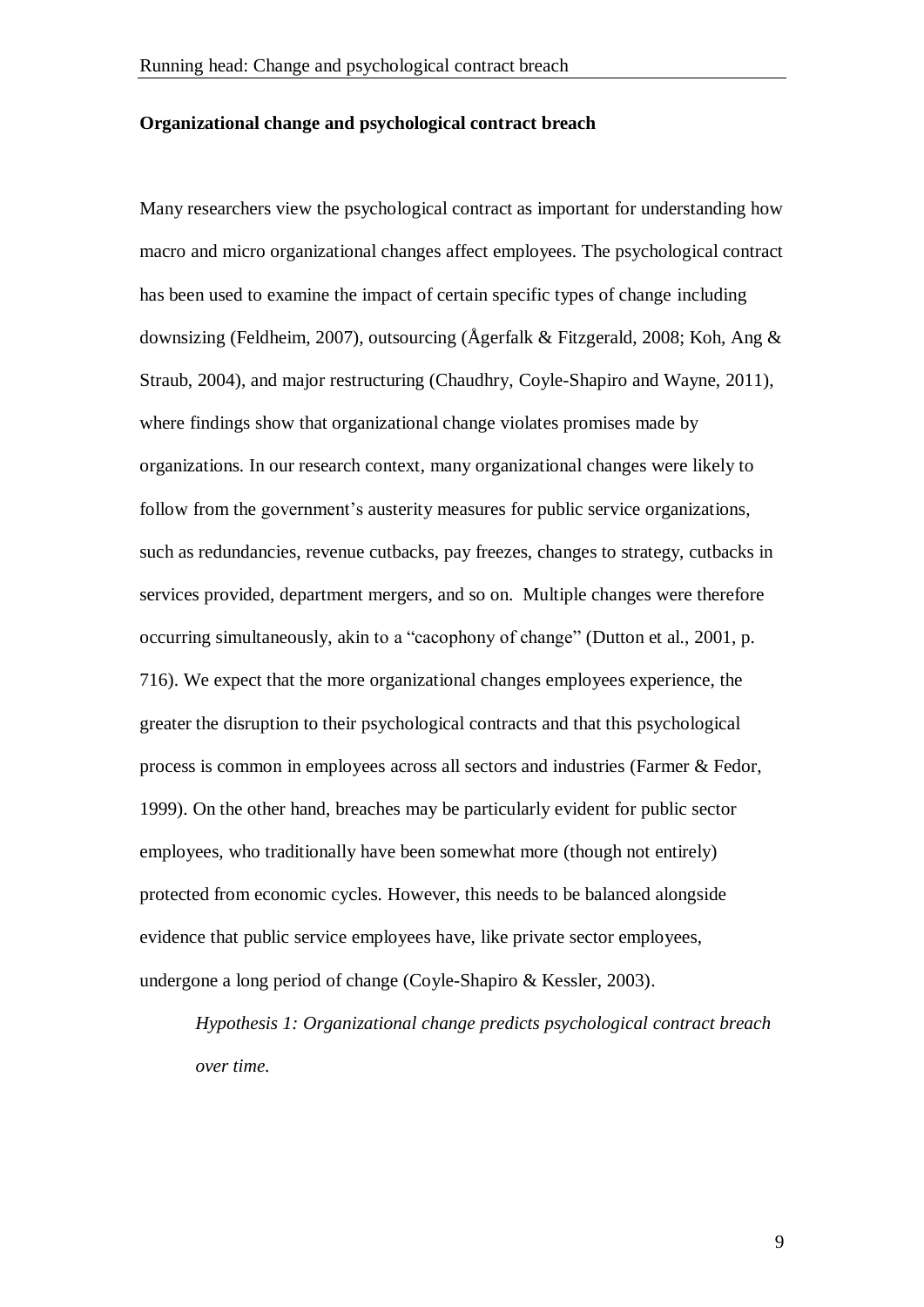**Organizational change and psychological contract breach**

Many researchers view the psychological contract as important for understanding how macro and micro organizational changes affect employees. The psychological contract has been used to examine the impact of certain specific types of change including downsizing (Feldheim, 2007), outsourcing (Ågerfalk & Fitzgerald, 2008; Koh, Ang & Straub, 2004), and major restructuring (Chaudhry, Coyle-Shapiro and Wayne, 2011), where findings show that organizational change violates promises made by organizations. In our research context, many organizational changes were likely to follow from the government's austerity measures for public service organizations, such as redundancies, revenue cutbacks, pay freezes, changes to strategy, cutbacks in services provided, department mergers, and so on. Multiple changes were therefore occurring simultaneously, akin to a "cacophony of change" (Dutton et al., 2001, p. 716). We expect that the more organizational changes employees experience, the greater the disruption to their psychological contracts and that this psychological process is common in employees across all sectors and industries (Farmer & Fedor, 1999). On the other hand, breaches may be particularly evident for public sector employees, who traditionally have been somewhat more (though not entirely) protected from economic cycles. However, this needs to be balanced alongside evidence that public service employees have, like private sector employees, undergone a long period of change (Coyle-Shapiro & Kessler, 2003).

*Hypothesis 1: Organizational change predicts psychological contract breach over time.*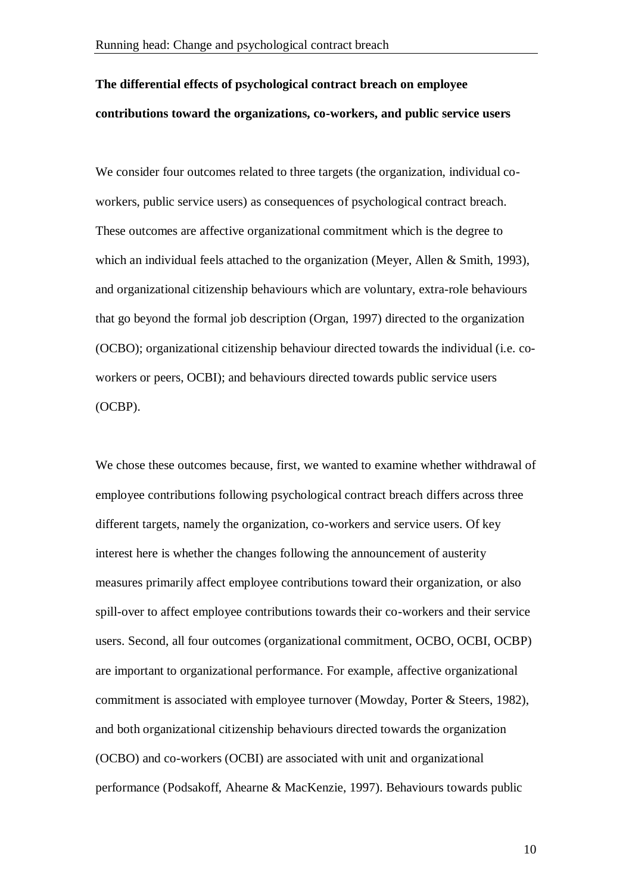**The differential effects of psychological contract breach on employee contributions toward the organizations, co-workers, and public service users**

We consider four outcomes related to three targets (the organization, individual co-workers, public service users) as consequences of psychological contract breach. These outcomes are affective organizational commitment which is the degree to which an individual feels attached to the organization (Meyer, Allen & Smith, 1993), and organizational citizenship behaviours which are voluntary, extra-role behaviours that go beyond the formal job description (Organ, 1997) directed to the organization (OCBO); organizational citizenship behaviour directed towards the individual (i.e. co-workers or peers, OCBI); and behaviours directed towards public service users (OCBP).

We chose these outcomes because, first, we wanted to examine whether withdrawal of employee contributions following psychological contract breach differs across three different targets, namely the organization, co-workers and service users. Of key interest here is whether the changes following the announcement of austerity measures primarily affect employee contributions toward their organization, or also spill-over to affect employee contributions towards their co-workers and their service users. Second, all four outcomes (organizational commitment, OCBO, OCBI, OCBP) are important to organizational performance. For example, affective organizational commitment is associated with employee turnover (Mowday, Porter & Steers, 1982), and both organizational citizenship behaviours directed towards the organization (OCBO) and co-workers (OCBI) are associated with unit and organizational performance (Podsakoff, Ahearne & MacKenzie, 1997). Behaviours towards public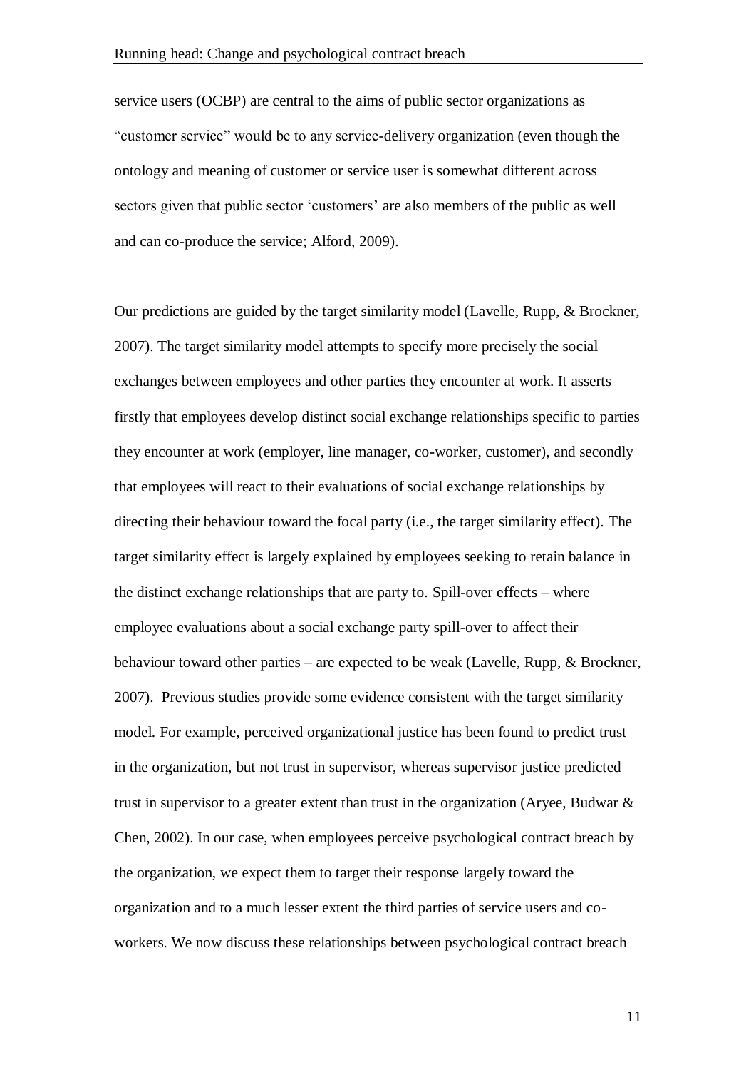service users (OCBP) are central to the aims of public sector organizations as "customer service" would be to any service-delivery organization (even though the ontology and meaning of customer or service user is somewhat different across sectors given that public sector 'customers' are also members of the public as well and can co-produce the service; Alford, 2009).

Our predictions are guided by the target similarity model (Lavelle, Rupp, & Brockner, 2007). The target similarity model attempts to specify more precisely the social exchanges between employees and other parties they encounter at work. It asserts firstly that employees develop distinct social exchange relationships specific to parties they encounter at work (employer, line manager, co-worker, customer), and secondly that employees will react to their evaluations of social exchange relationships by directing their behaviour toward the focal party (i.e., the target similarity effect). The target similarity effect is largely explained by employees seeking to retain balance in the distinct exchange relationships that are party to. Spill-over effects – where employee evaluations about a social exchange party spill-over to affect their behaviour toward other parties – are expected to be weak (Lavelle, Rupp, & Brockner, 2007). Previous studies provide some evidence consistent with the target similarity model. For example, perceived organizational justice has been found to predict trust in the organization, but not trust in supervisor, whereas supervisor justice predicted trust in supervisor to a greater extent than trust in the organization (Aryee, Budwar & Chen, 2002). In our case, when employees perceive psychological contract breach by the organization, we expect them to target their response largely toward the organization and to a much lesser extent the third parties of service users and co-workers. We now discuss these relationships between psychological contract breach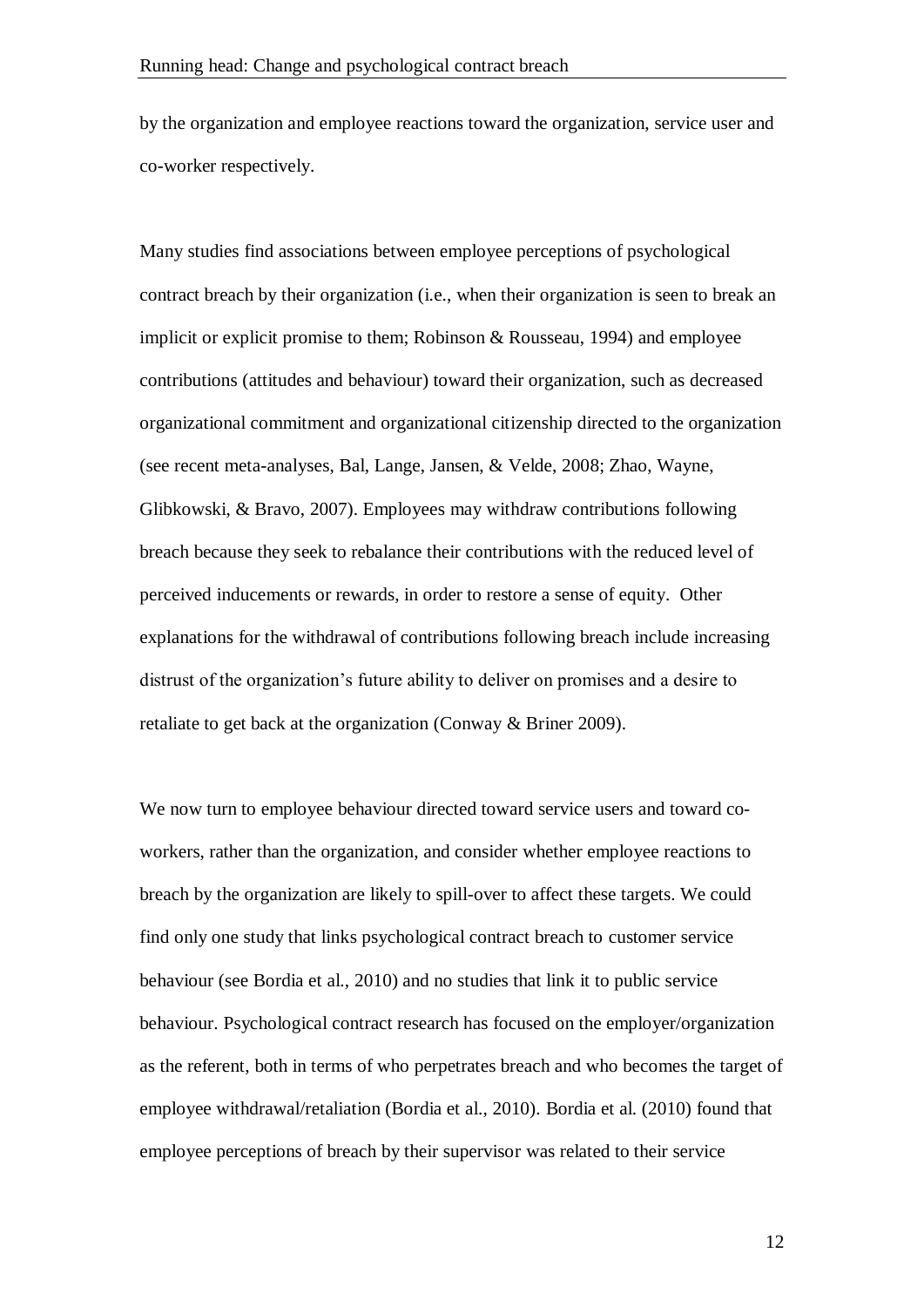by the organization and employee reactions toward the organization, service user and co-worker respectively.

Many studies find associations between employee perceptions of psychological contract breach by their organization (i.e., when their organization is seen to break an implicit or explicit promise to them; Robinson & Rousseau, 1994) and employee contributions (attitudes and behaviour) toward their organization, such as decreased organizational commitment and organizational citizenship directed to the organization (see recent meta-analyses, Bal, Lange, Jansen, & Velde, 2008; Zhao, Wayne, Glibkowski, & Bravo, 2007). Employees may withdraw contributions following breach because they seek to rebalance their contributions with the reduced level of perceived inducements or rewards, in order to restore a sense of equity. Other explanations for the withdrawal of contributions following breach include increasing distrust of the organization's future ability to deliver on promises and a desire to retaliate to get back at the organization (Conway & Briner 2009).

We now turn to employee behaviour directed toward service users and toward co-workers, rather than the organization, and consider whether employee reactions to breach by the organization are likely to spill-over to affect these targets. We could find only one study that links psychological contract breach to customer service behaviour (see Bordia et al., 2010) and no studies that link it to public service behaviour. Psychological contract research has focused on the employer/organization as the referent, both in terms of who perpetrates breach and who becomes the target of employee withdrawal/retaliation (Bordia et al., 2010). Bordia et al. (2010) found that employee perceptions of breach by their supervisor was related to their service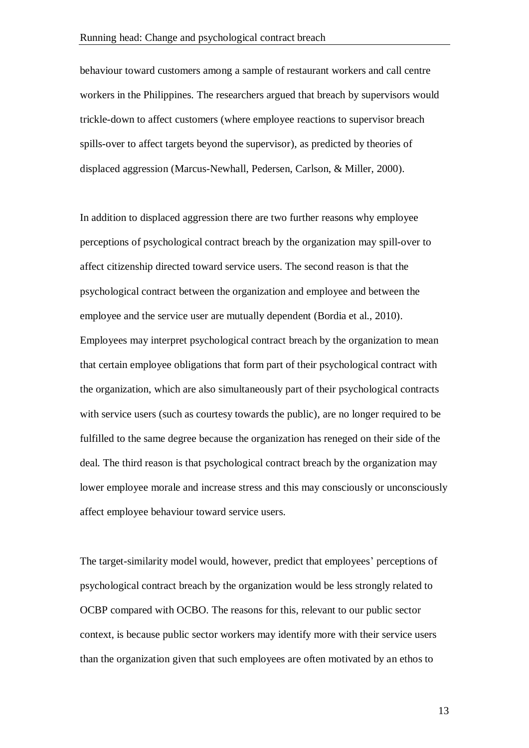behaviour toward customers among a sample of restaurant workers and call centre workers in the Philippines. The researchers argued that breach by supervisors would trickle-down to affect customers (where employee reactions to supervisor breach spills-over to affect targets beyond the supervisor), as predicted by theories of displaced aggression (Marcus-Newhall, Pedersen, Carlson, & Miller, 2000).

In addition to displaced aggression there are two further reasons why employee perceptions of psychological contract breach by the organization may spill-over to affect citizenship directed toward service users. The second reason is that the psychological contract between the organization and employee and between the employee and the service user are mutually dependent (Bordia et al., 2010). Employees may interpret psychological contract breach by the organization to mean that certain employee obligations that form part of their psychological contract with the organization, which are also simultaneously part of their psychological contracts with service users (such as courtesy towards the public), are no longer required to be fulfilled to the same degree because the organization has reneged on their side of the deal. The third reason is that psychological contract breach by the organization may lower employee morale and increase stress and this may consciously or unconsciously affect employee behaviour toward service users.

The target-similarity model would, however, predict that employees' perceptions of psychological contract breach by the organization would be less strongly related to OCBP compared with OCBO. The reasons for this, relevant to our public sector context, is because public sector workers may identify more with their service users than the organization given that such employees are often motivated by an ethos to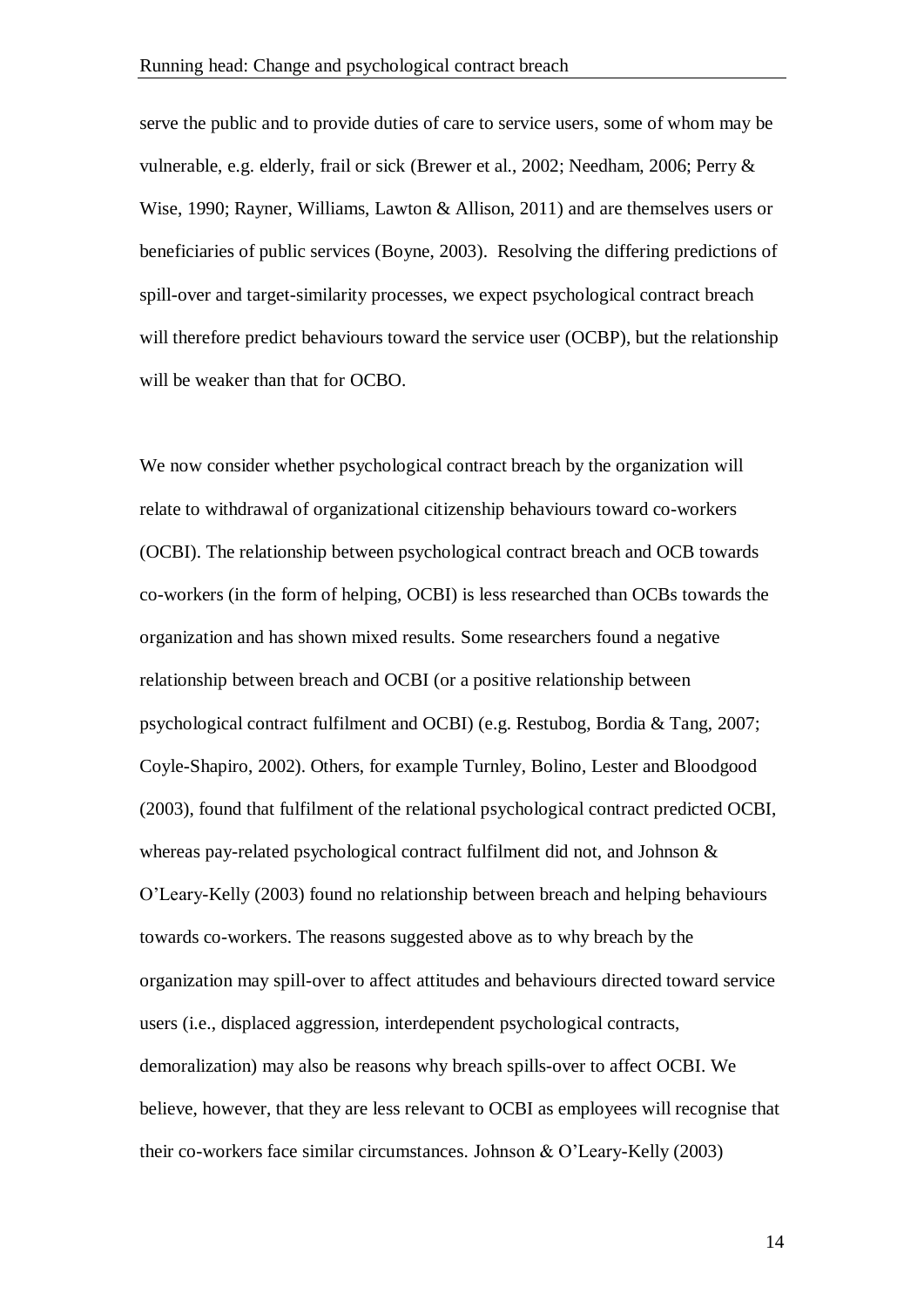serve the public and to provide duties of care to service users, some of whom may be vulnerable, e.g. elderly, frail or sick (Brewer et al., 2002; Needham, 2006; Perry & Wise, 1990; Rayner, Williams, Lawton & Allison, 2011) and are themselves users or beneficiaries of public services (Boyne, 2003). Resolving the differing predictions of spill-over and target-similarity processes, we expect psychological contract breach will therefore predict behaviours toward the service user (OCBP), but the relationship will be weaker than that for OCBO.

We now consider whether psychological contract breach by the organization will relate to withdrawal of organizational citizenship behaviours toward co-workers (OCBI). The relationship between psychological contract breach and OCB towards co-workers (in the form of helping, OCBI) is less researched than OCBs towards the organization and has shown mixed results. Some researchers found a negative relationship between breach and OCBI (or a positive relationship between psychological contract fulfilment and OCBI) (e.g. Restubog, Bordia & Tang, 2007; Coyle-Shapiro, 2002). Others, for example Turnley, Bolino, Lester and Bloodgood (2003), found that fulfilment of the relational psychological contract predicted OCBI, whereas pay-related psychological contract fulfilment did not, and Johnson & O'Leary-Kelly (2003) found no relationship between breach and helping behaviours towards co-workers. The reasons suggested above as to why breach by the organization may spill-over to affect attitudes and behaviours directed toward service users (i.e., displaced aggression, interdependent psychological contracts, demoralization) may also be reasons why breach spills-over to affect OCBI. We believe, however, that they are less relevant to OCBI as employees will recognise that their co-workers face similar circumstances. Johnson & O'Leary-Kelly (2003)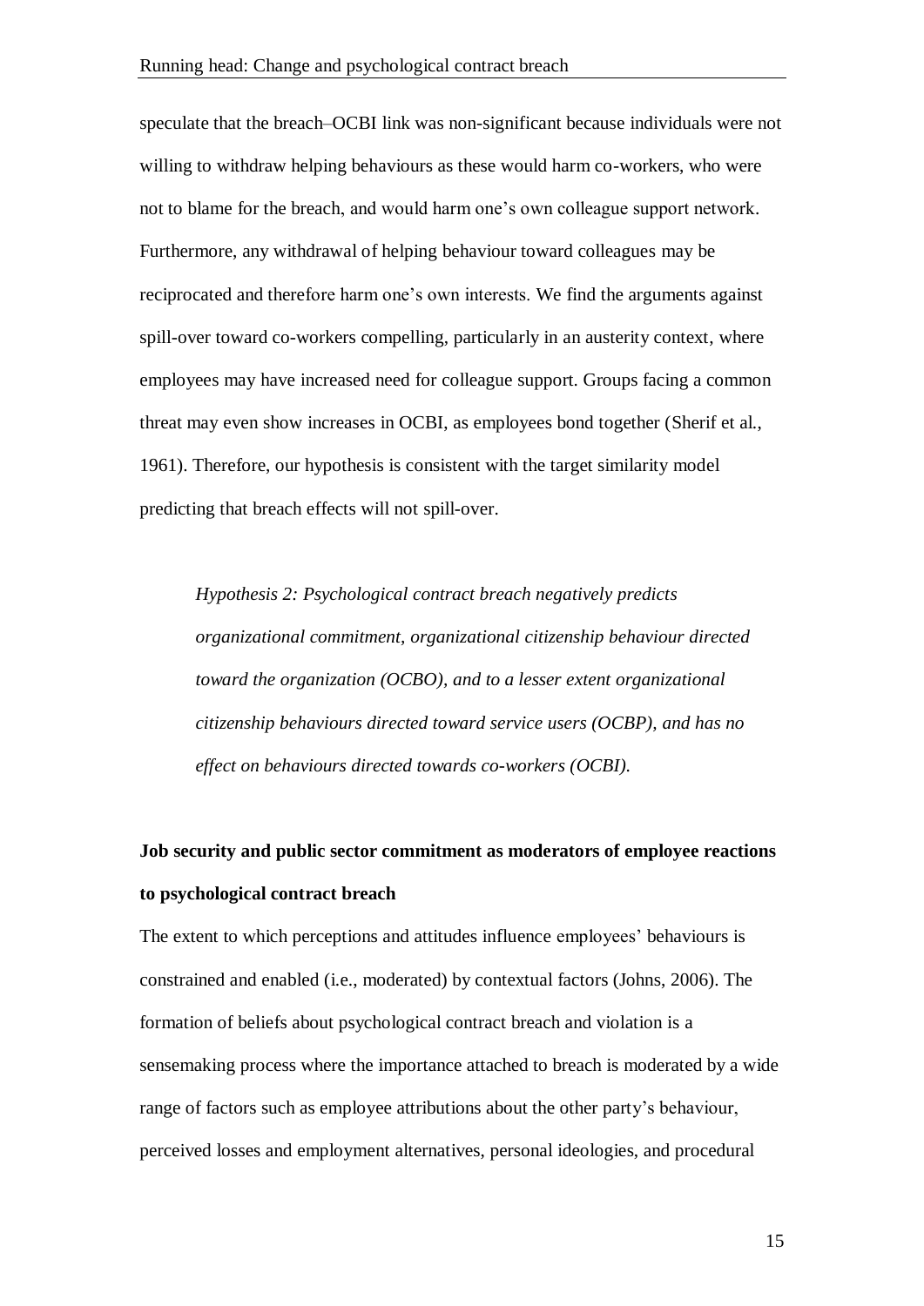speculate that the breach–OCBI link was non-significant because individuals were not willing to withdraw helping behaviours as these would harm co-workers, who were not to blame for the breach, and would harm one's own colleague support network. Furthermore, any withdrawal of helping behaviour toward colleagues may be reciprocated and therefore harm one's own interests. We find the arguments against spill-over toward co-workers compelling, particularly in an austerity context, where employees may have increased need for colleague support. Groups facing a common threat may even show increases in OCBI, as employees bond together (Sherif et al., 1961). Therefore, our hypothesis is consistent with the target similarity model predicting that breach effects will not spill-over.

> *Hypothesis 2: Psychological contract breach negatively predicts organizational commitment, organizational citizenship behaviour directed toward the organization (OCBO), and to a lesser extent organizational citizenship behaviours directed toward service users (OCBP), and has no effect on behaviours directed towards co-workers (OCBI).*

**Job security and public sector commitment as moderators of employee reactions to psychological contract breach**

The extent to which perceptions and attitudes influence employees' behaviours is constrained and enabled (i.e., moderated) by contextual factors (Johns, 2006). The formation of beliefs about psychological contract breach and violation is a sensemaking process where the importance attached to breach is moderated by a wide range of factors such as employee attributions about the other party's behaviour, perceived losses and employment alternatives, personal ideologies, and procedural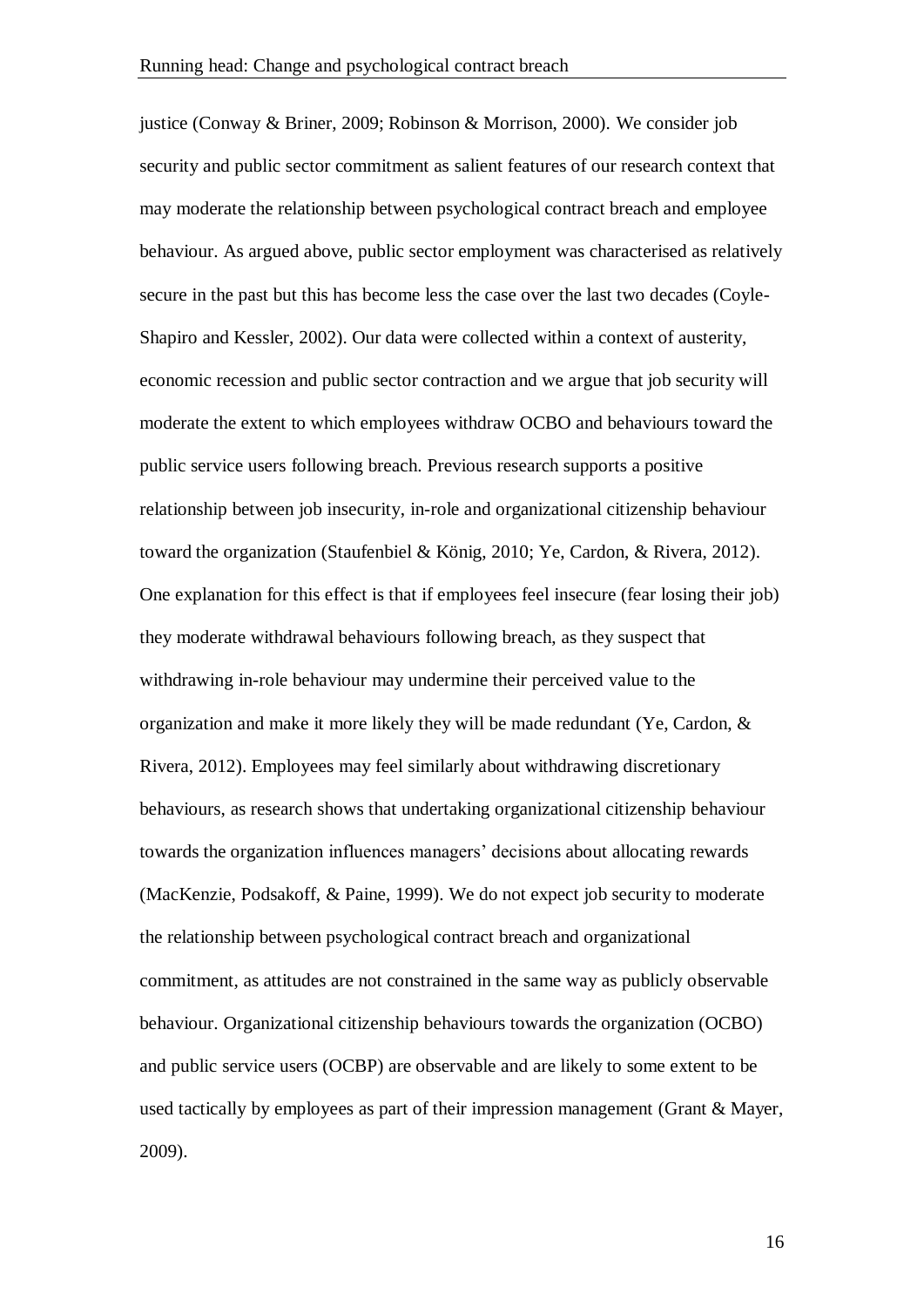justice (Conway & Briner, 2009; Robinson & Morrison, 2000). We consider job security and public sector commitment as salient features of our research context that may moderate the relationship between psychological contract breach and employee behaviour. As argued above, public sector employment was characterised as relatively secure in the past but this has become less the case over the last two decades (Coyle-Shapiro and Kessler, 2002). Our data were collected within a context of austerity, economic recession and public sector contraction and we argue that job security will moderate the extent to which employees withdraw OCBO and behaviours toward the public service users following breach. Previous research supports a positive relationship between job insecurity, in-role and organizational citizenship behaviour toward the organization (Staufenbiel & König, 2010; Ye, Cardon, & Rivera, 2012). One explanation for this effect is that if employees feel insecure (fear losing their job) they moderate withdrawal behaviours following breach, as they suspect that withdrawing in-role behaviour may undermine their perceived value to the organization and make it more likely they will be made redundant (Ye, Cardon, & Rivera, 2012). Employees may feel similarly about withdrawing discretionary behaviours, as research shows that undertaking organizational citizenship behaviour towards the organization influences managers' decisions about allocating rewards (MacKenzie, Podsakoff, & Paine, 1999). We do not expect job security to moderate the relationship between psychological contract breach and organizational commitment, as attitudes are not constrained in the same way as publicly observable behaviour. Organizational citizenship behaviours towards the organization (OCBO) and public service users (OCBP) are observable and are likely to some extent to be used tactically by employees as part of their impression management (Grant & Mayer, 2009).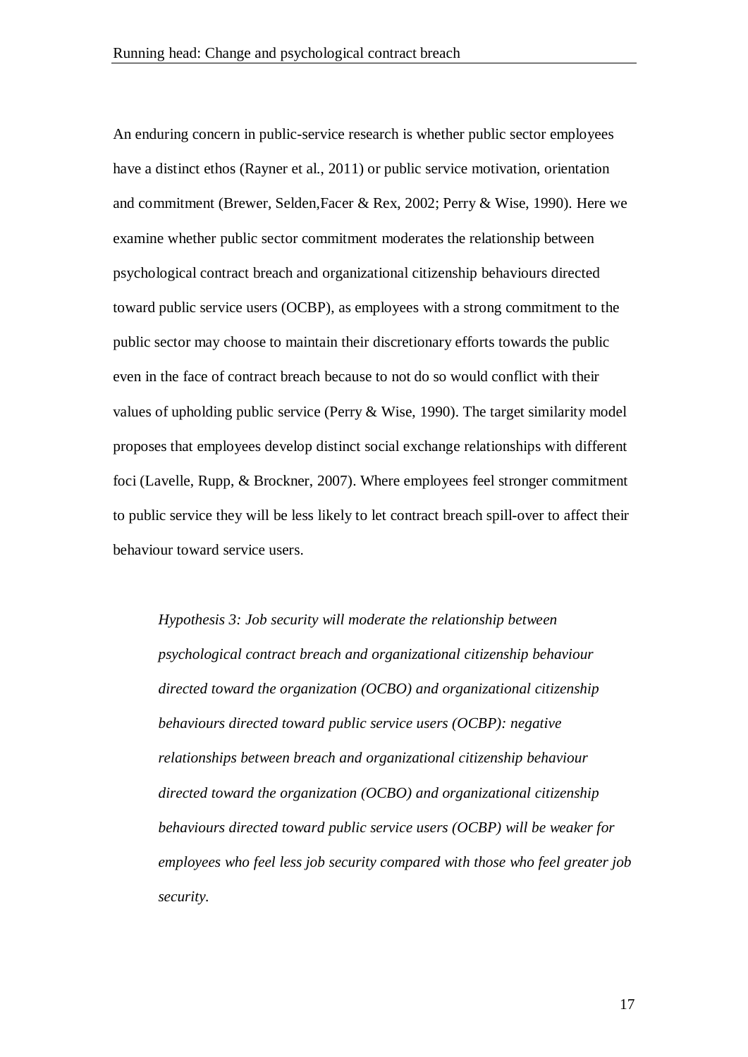An enduring concern in public-service research is whether public sector employees have a distinct ethos (Rayner et al., 2011) or public service motivation, orientation and commitment (Brewer, Selden,Facer & Rex, 2002; Perry & Wise, 1990). Here we examine whether public sector commitment moderates the relationship between psychological contract breach and organizational citizenship behaviours directed toward public service users (OCBP), as employees with a strong commitment to the public sector may choose to maintain their discretionary efforts towards the public even in the face of contract breach because to not do so would conflict with their values of upholding public service (Perry & Wise, 1990). The target similarity model proposes that employees develop distinct social exchange relationships with different foci (Lavelle, Rupp, & Brockner, 2007). Where employees feel stronger commitment to public service they will be less likely to let contract breach spill-over to affect their behaviour toward service users.

> *Hypothesis 3: Job security will moderate the relationship between psychological contract breach and organizational citizenship behaviour directed toward the organization (OCBO) and organizational citizenship behaviours directed toward public service users (OCBP): negative relationships between breach and organizational citizenship behaviour directed toward the organization (OCBO) and organizational citizenship behaviours directed toward public service users (OCBP) will be weaker for employees who feel less job security compared with those who feel greater job security.*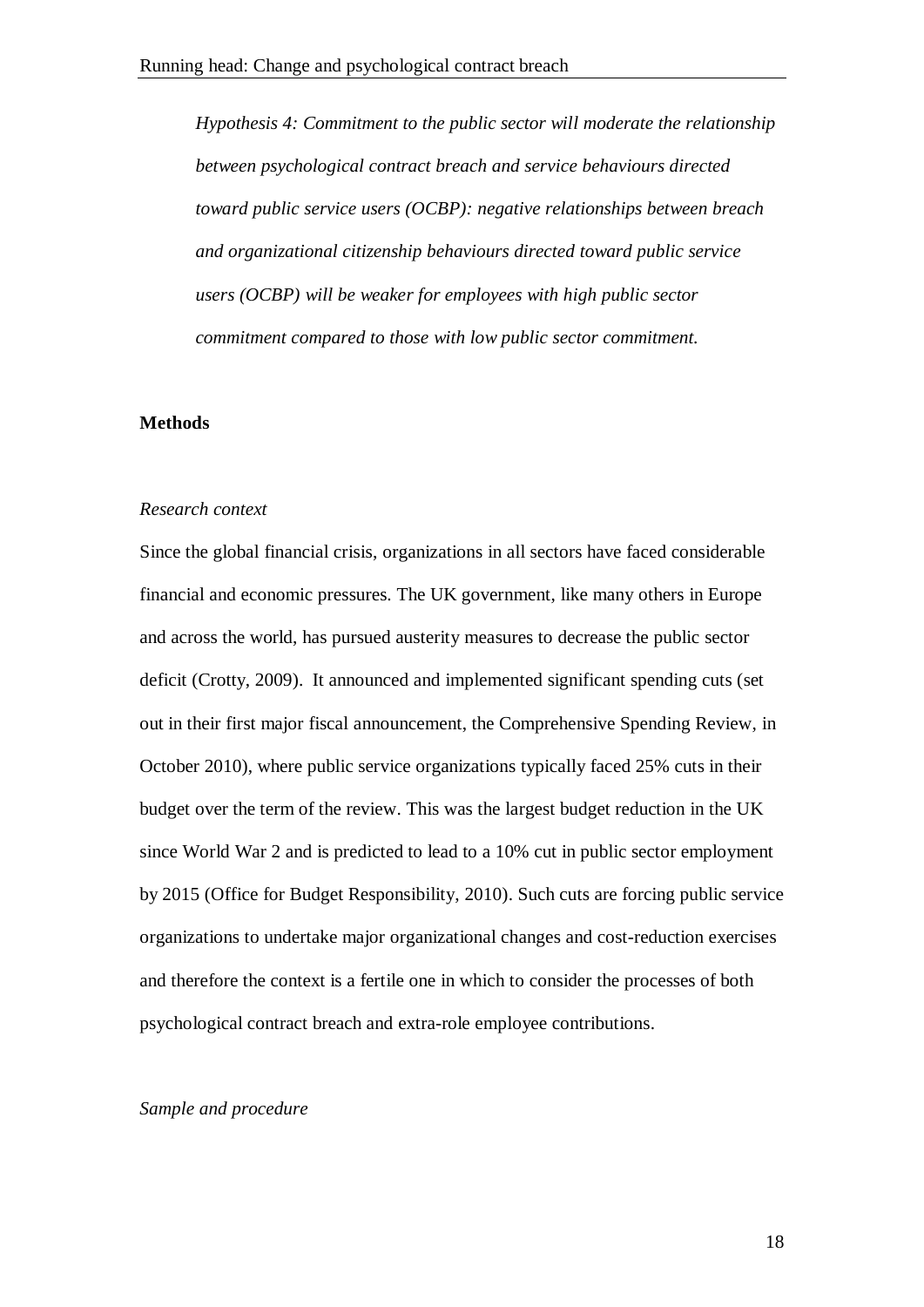*Hypothesis 4: Commitment to the public sector will moderate the relationship between psychological contract breach and service behaviours directed toward public service users (OCBP): negative relationships between breach and organizational citizenship behaviours directed toward public service users (OCBP) will be weaker for employees with high public sector commitment compared to those with low public sector commitment.*

**Methods**

*Research context*

Since the global financial crisis, organizations in all sectors have faced considerable financial and economic pressures. The UK government, like many others in Europe and across the world, has pursued austerity measures to decrease the public sector deficit (Crotty, 2009). It announced and implemented significant spending cuts (set out in their first major fiscal announcement, the Comprehensive Spending Review, in October 2010), where public service organizations typically faced 25% cuts in their budget over the term of the review. This was the largest budget reduction in the UK since World War 2 and is predicted to lead to a 10% cut in public sector employment by 2015 (Office for Budget Responsibility, 2010). Such cuts are forcing public service organizations to undertake major organizational changes and cost-reduction exercises and therefore the context is a fertile one in which to consider the processes of both psychological contract breach and extra-role employee contributions.

*Sample and procedure*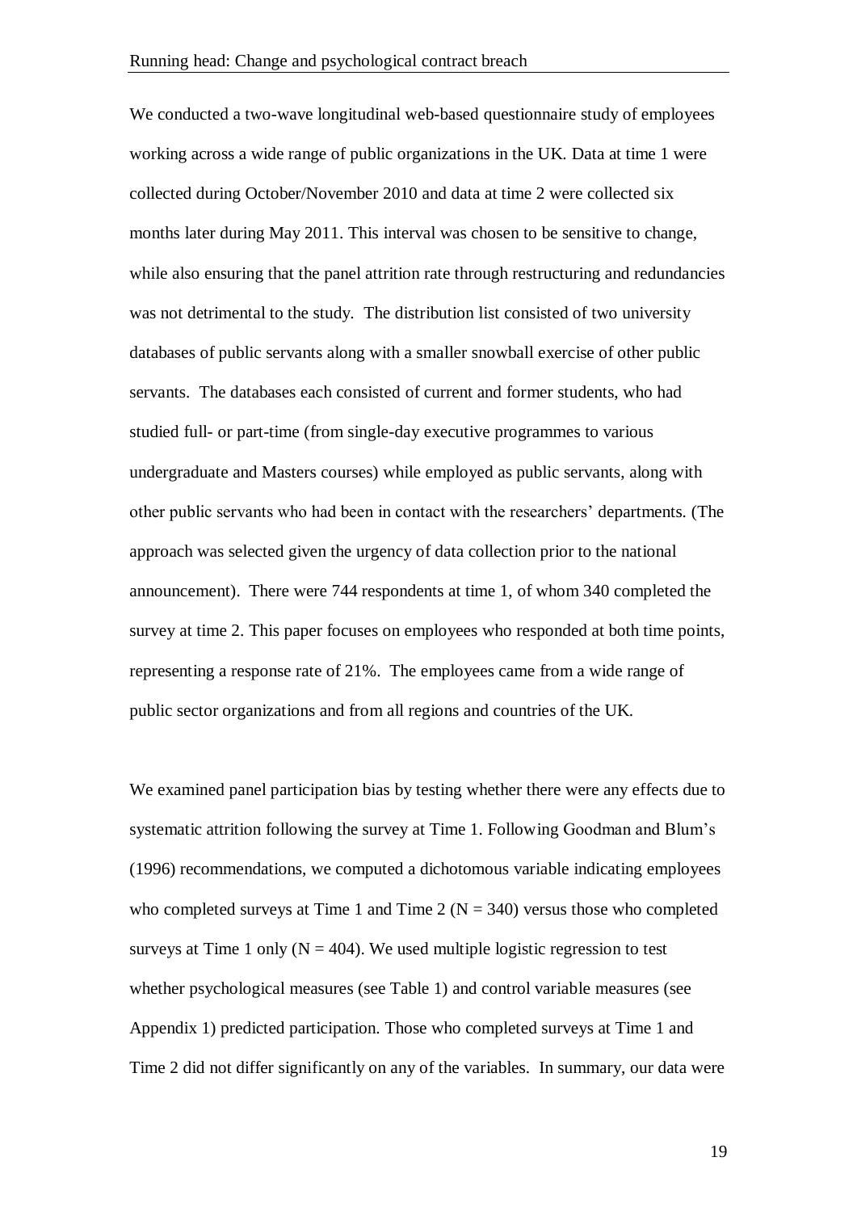We conducted a two-wave longitudinal web-based questionnaire study of employees working across a wide range of public organizations in the UK. Data at time 1 were collected during October/November 2010 and data at time 2 were collected six months later during May 2011. This interval was chosen to be sensitive to change, while also ensuring that the panel attrition rate through restructuring and redundancies was not detrimental to the study. The distribution list consisted of two university databases of public servants along with a smaller snowball exercise of other public servants. The databases each consisted of current and former students, who had studied full- or part-time (from single-day executive programmes to various undergraduate and Masters courses) while employed as public servants, along with other public servants who had been in contact with the researchers' departments. (The approach was selected given the urgency of data collection prior to the national announcement). There were 744 respondents at time 1, of whom 340 completed the survey at time 2. This paper focuses on employees who responded at both time points, representing a response rate of 21%. The employees came from a wide range of public sector organizations and from all regions and countries of the UK.

We examined panel participation bias by testing whether there were any effects due to systematic attrition following the survey at Time 1. Following Goodman and Blum's (1996) recommendations, we computed a dichotomous variable indicating employees who completed surveys at Time 1 and Time 2 ($N = 340$) versus those who completed surveys at Time 1 only ($N = 404$). We used multiple logistic regression to test whether psychological measures (see Table 1) and control variable measures (see Appendix 1) predicted participation. Those who completed surveys at Time 1 and Time 2 did not differ significantly on any of the variables. In summary, our data were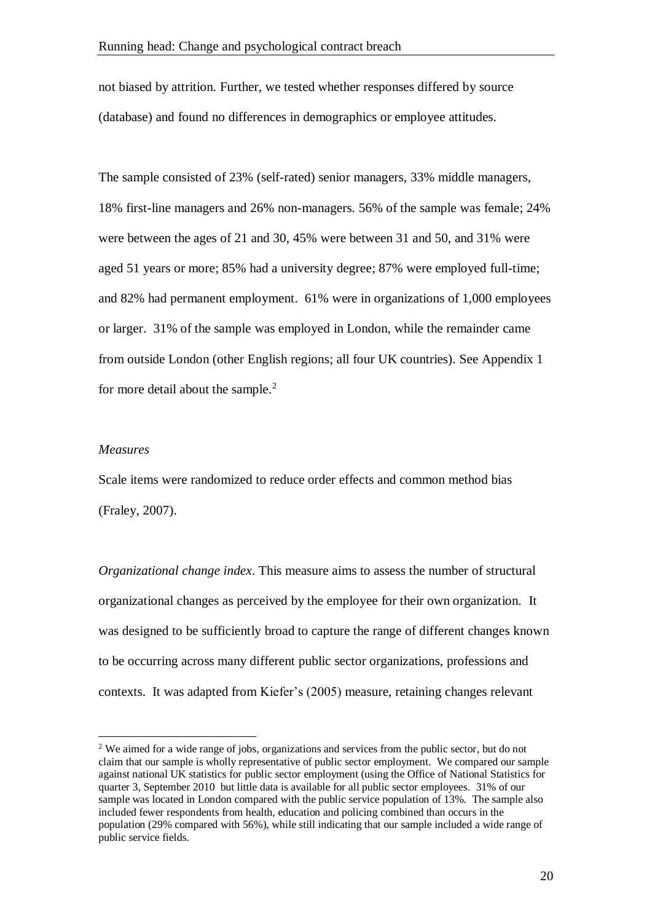not biased by attrition. Further, we tested whether responses differed by source (database) and found no differences in demographics or employee attitudes.

The sample consisted of 23% (self-rated) senior managers, 33% middle managers, 18% first-line managers and 26% non-managers. 56% of the sample was female; 24% were between the ages of 21 and 30, 45% were between 31 and 50, and 31% were aged 51 years or more; 85% had a university degree; 87% were employed full-time; and 82% had permanent employment. 61% were in organizations of 1,000 employees or larger. 31% of the sample was employed in London, while the remainder came from outside London (other English regions; all four UK countries). See Appendix 1 for more detail about the sample.[2]

*Measures*

Scale items were randomized to reduce order effects and common method bias (Fraley, 2007).

*Organizational change index*. This measure aims to assess the number of structural organizational changes as perceived by the employee for their own organization. It was designed to be sufficiently broad to capture the range of different changes known to be occurring across many different public sector organizations, professions and contexts. It was adapted from Kiefer's (2005) measure, retaining changes relevant

---

[2] We aimed for a wide range of jobs, organizations and services from the public sector, but do not claim that our sample is wholly representative of public sector employment. We compared our sample against national UK statistics for public sector employment (using the Office of National Statistics for quarter 3, September 2010 but little data is available for all public sector employees. 31% of our sample was located in London compared with the public service population of 13%. The sample also included fewer respondents from health, education and policing combined than occurs in the population (29% compared with 56%), while still indicating that our sample included a wide range of public service fields.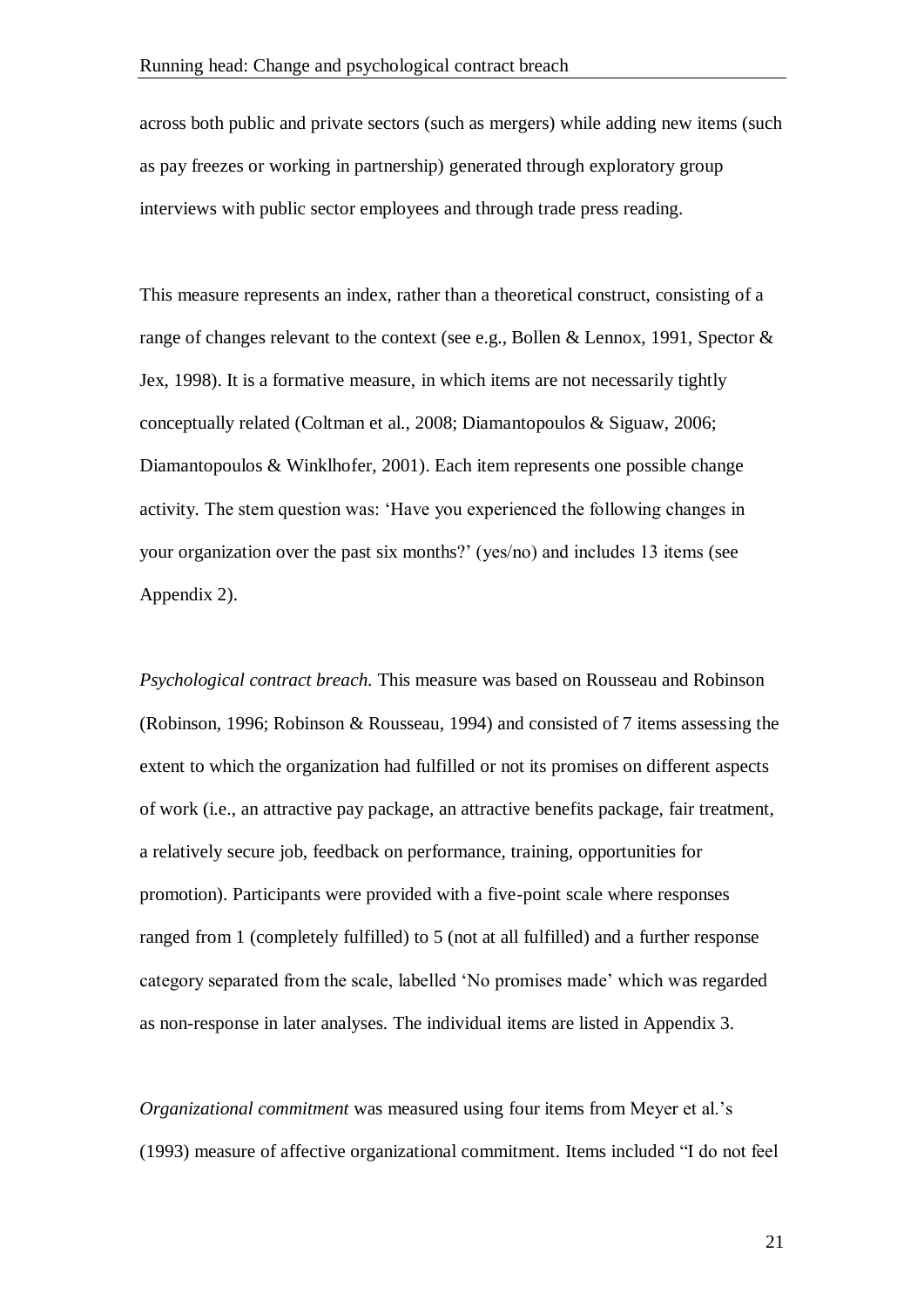across both public and private sectors (such as mergers) while adding new items (such as pay freezes or working in partnership) generated through exploratory group interviews with public sector employees and through trade press reading.

This measure represents an index, rather than a theoretical construct, consisting of a range of changes relevant to the context (see e.g., Bollen & Lennox, 1991, Spector & Jex, 1998). It is a formative measure, in which items are not necessarily tightly conceptually related (Coltman et al., 2008; Diamantopoulos & Siguaw, 2006; Diamantopoulos & Winklhofer, 2001). Each item represents one possible change activity. The stem question was: 'Have you experienced the following changes in your organization over the past six months?' (yes/no) and includes 13 items (see Appendix 2).

*Psychological contract breach.* This measure was based on Rousseau and Robinson (Robinson, 1996; Robinson & Rousseau, 1994) and consisted of 7 items assessing the extent to which the organization had fulfilled or not its promises on different aspects of work (i.e., an attractive pay package, an attractive benefits package, fair treatment, a relatively secure job, feedback on performance, training, opportunities for promotion). Participants were provided with a five-point scale where responses ranged from 1 (completely fulfilled) to 5 (not at all fulfilled) and a further response category separated from the scale, labelled 'No promises made' which was regarded as non-response in later analyses. The individual items are listed in Appendix 3.

*Organizational commitment* was measured using four items from Meyer et al.'s (1993) measure of affective organizational commitment. Items included "I do not feel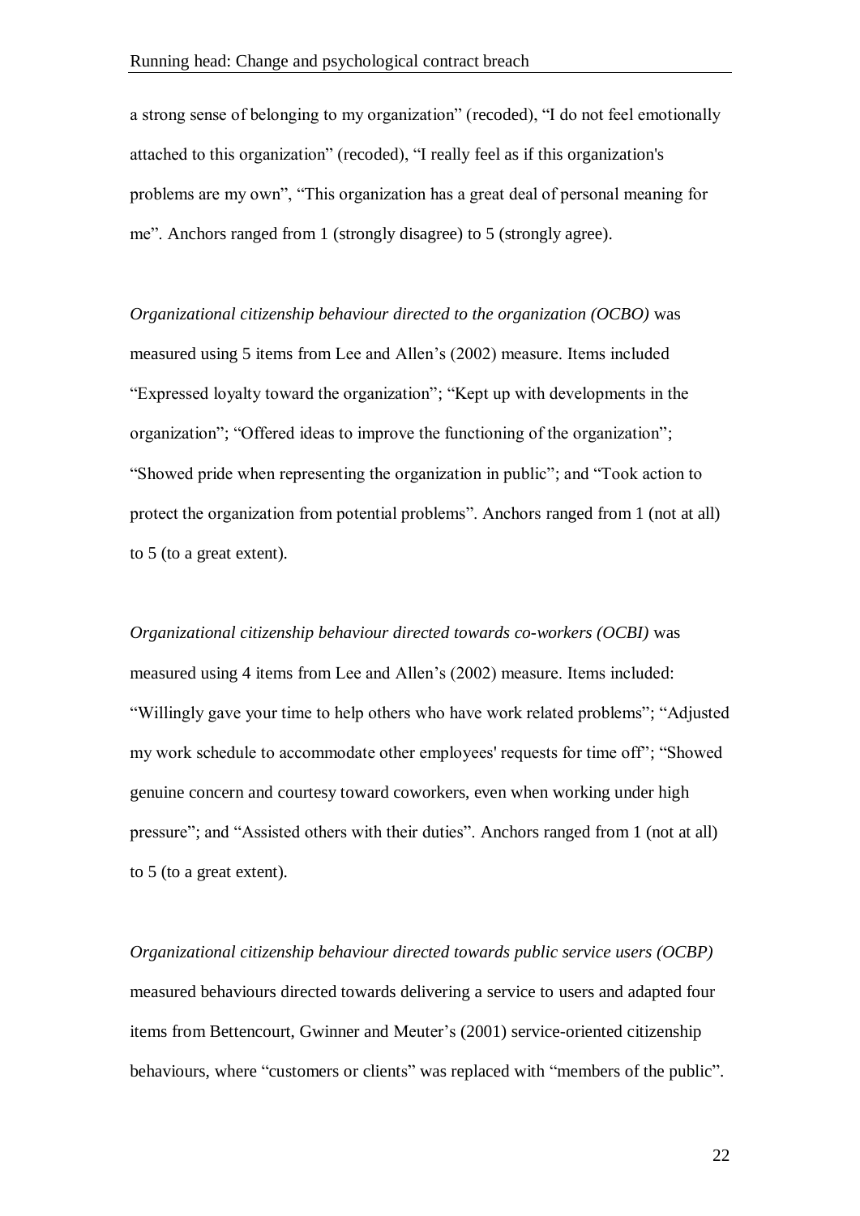a strong sense of belonging to my organization" (recoded), "I do not feel emotionally attached to this organization" (recoded), "I really feel as if this organization's problems are my own", "This organization has a great deal of personal meaning for me". Anchors ranged from 1 (strongly disagree) to 5 (strongly agree).

*Organizational citizenship behaviour directed to the organization (OCBO)* was measured using 5 items from Lee and Allen's (2002) measure. Items included "Expressed loyalty toward the organization"; "Kept up with developments in the organization"; "Offered ideas to improve the functioning of the organization"; "Showed pride when representing the organization in public"; and "Took action to protect the organization from potential problems". Anchors ranged from 1 (not at all) to 5 (to a great extent).

*Organizational citizenship behaviour directed towards co-workers (OCBI)* was measured using 4 items from Lee and Allen's (2002) measure. Items included: "Willingly gave your time to help others who have work related problems"; "Adjusted my work schedule to accommodate other employees' requests for time off"; "Showed genuine concern and courtesy toward coworkers, even when working under high pressure"; and "Assisted others with their duties". Anchors ranged from 1 (not at all) to 5 (to a great extent).

*Organizational citizenship behaviour directed towards public service users (OCBP)* measured behaviours directed towards delivering a service to users and adapted four items from Bettencourt, Gwinner and Meuter's (2001) service-oriented citizenship behaviours, where "customers or clients" was replaced with "members of the public".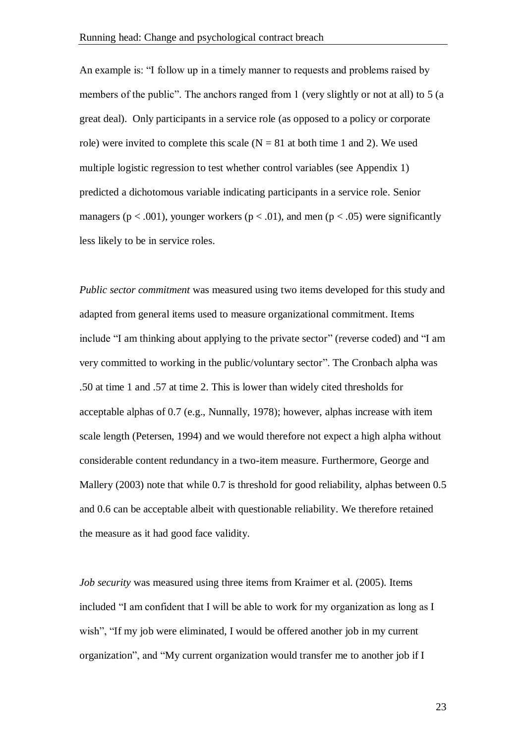An example is: "I follow up in a timely manner to requests and problems raised by members of the public". The anchors ranged from 1 (very slightly or not at all) to 5 (a great deal). Only participants in a service role (as opposed to a policy or corporate role) were invited to complete this scale ($N = 81$ at both time 1 and 2). We used multiple logistic regression to test whether control variables (see Appendix 1) predicted a dichotomous variable indicating participants in a service role. Senior managers ($p < .001$), younger workers ($p < .01$), and men ($p < .05$) were significantly less likely to be in service roles.

*Public sector commitment* was measured using two items developed for this study and adapted from general items used to measure organizational commitment. Items include "I am thinking about applying to the private sector" (reverse coded) and "I am very committed to working in the public/voluntary sector". The Cronbach alpha was .50 at time 1 and .57 at time 2. This is lower than widely cited thresholds for acceptable alphas of 0.7 (e.g., Nunnally, 1978); however, alphas increase with item scale length (Petersen, 1994) and we would therefore not expect a high alpha without considerable content redundancy in a two-item measure. Furthermore, George and Mallery (2003) note that while 0.7 is threshold for good reliability, alphas between 0.5 and 0.6 can be acceptable albeit with questionable reliability. We therefore retained the measure as it had good face validity.

*Job security* was measured using three items from Kraimer et al. (2005). Items included "I am confident that I will be able to work for my organization as long as I wish", "If my job were eliminated, I would be offered another job in my current organization", and "My current organization would transfer me to another job if I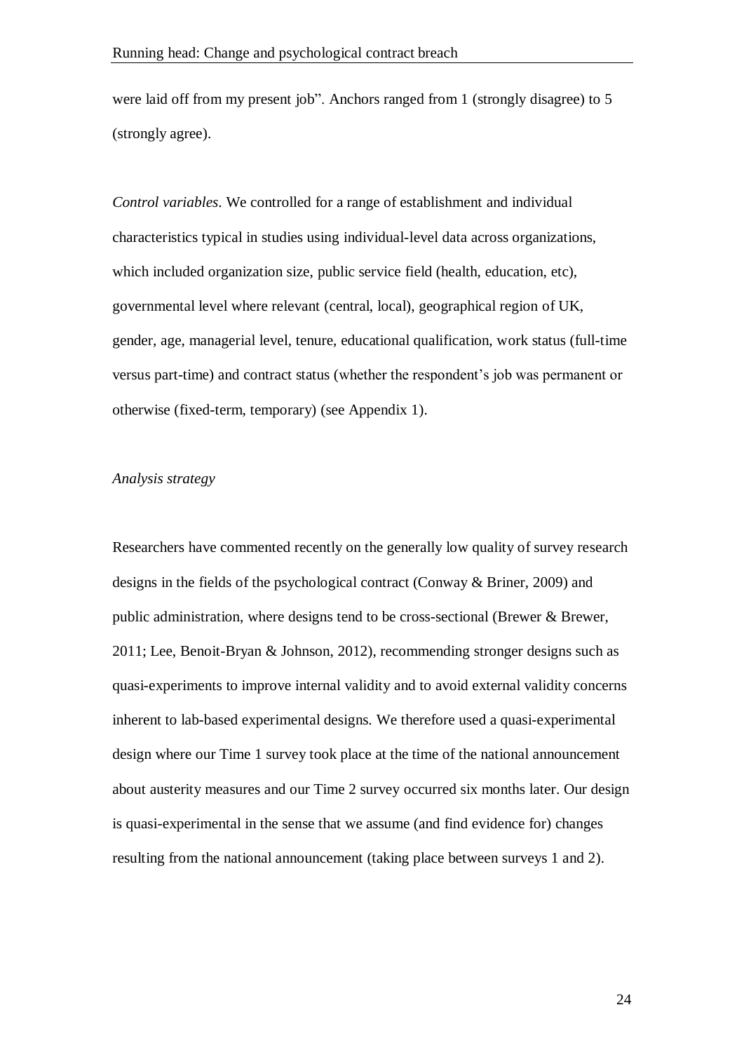were laid off from my present job”. Anchors ranged from 1 (strongly disagree) to 5 (strongly agree).

*Control variables*. We controlled for a range of establishment and individual characteristics typical in studies using individual-level data across organizations, which included organization size, public service field (health, education, etc), governmental level where relevant (central, local), geographical region of UK, gender, age, managerial level, tenure, educational qualification, work status (full-time versus part-time) and contract status (whether the respondent’s job was permanent or otherwise (fixed-term, temporary) (see Appendix 1).

*Analysis strategy*

Researchers have commented recently on the generally low quality of survey research designs in the fields of the psychological contract (Conway & Briner, 2009) and public administration, where designs tend to be cross-sectional (Brewer & Brewer, 2011; Lee, Benoit-Bryan & Johnson, 2012), recommending stronger designs such as quasi-experiments to improve internal validity and to avoid external validity concerns inherent to lab-based experimental designs. We therefore used a quasi-experimental design where our Time 1 survey took place at the time of the national announcement about austerity measures and our Time 2 survey occurred six months later. Our design is quasi-experimental in the sense that we assume (and find evidence for) changes resulting from the national announcement (taking place between surveys 1 and 2).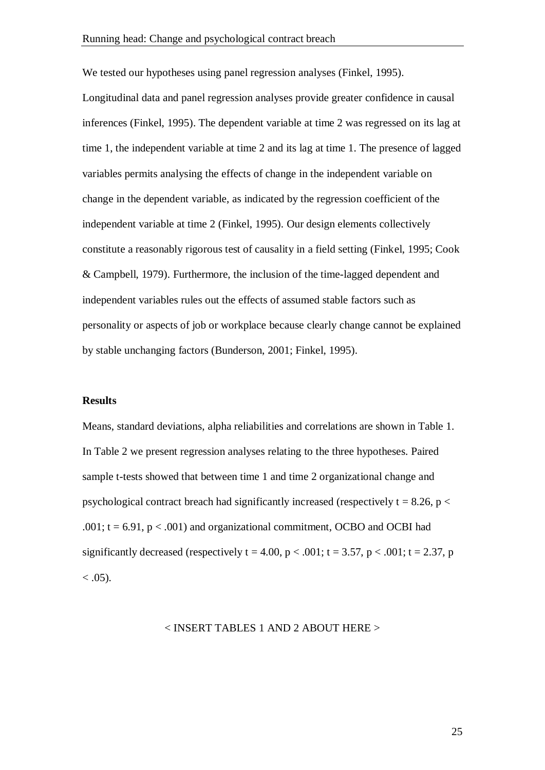We tested our hypotheses using panel regression analyses (Finkel, 1995). Longitudinal data and panel regression analyses provide greater confidence in causal inferences (Finkel, 1995). The dependent variable at time 2 was regressed on its lag at time 1, the independent variable at time 2 and its lag at time 1. The presence of lagged variables permits analysing the effects of change in the independent variable on change in the dependent variable, as indicated by the regression coefficient of the independent variable at time 2 (Finkel, 1995). Our design elements collectively constitute a reasonably rigorous test of causality in a field setting (Finkel, 1995; Cook & Campbell, 1979). Furthermore, the inclusion of the time-lagged dependent and independent variables rules out the effects of assumed stable factors such as personality or aspects of job or workplace because clearly change cannot be explained by stable unchanging factors (Bunderson, 2001; Finkel, 1995).

**Results**

Means, standard deviations, alpha reliabilities and correlations are shown in Table 1. In Table 2 we present regression analyses relating to the three hypotheses. Paired sample t-tests showed that between time 1 and time 2 organizational change and psychological contract breach had significantly increased (respectively $t = 8.26$, $p < .001$; $t = 6.91$, $p < .001$) and organizational commitment, OCBO and OCBI had significantly decreased (respectively $t = 4.00$, $p < .001$; $t = 3.57$, $p < .001$; $t = 2.37$, $p < .05$).

< INSERT TABLES 1 AND 2 ABOUT HERE >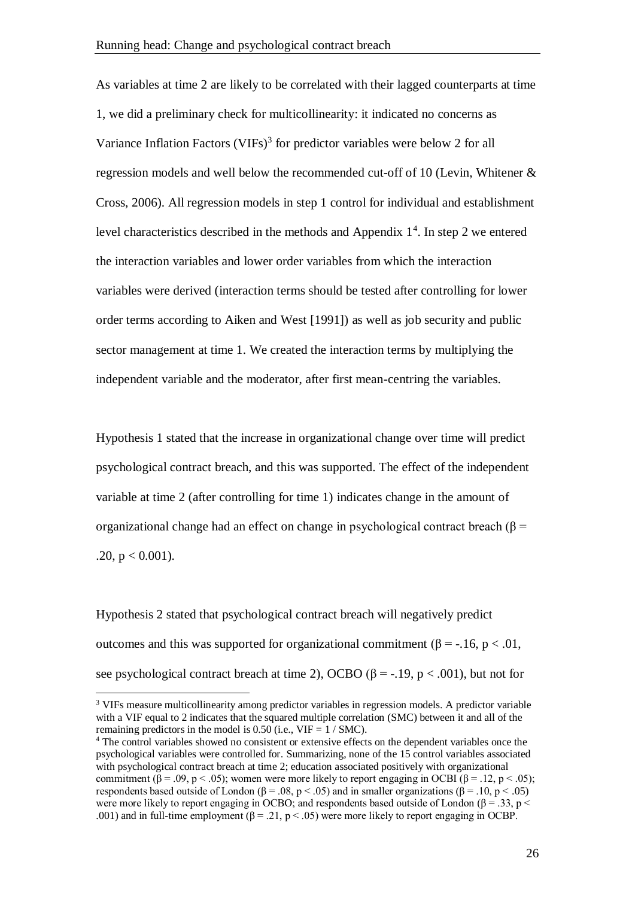As variables at time 2 are likely to be correlated with their lagged counterparts at time 1, we did a preliminary check for multicollinearity: it indicated no concerns as Variance Inflation Factors (VIFs)[3] for predictor variables were below 2 for all regression models and well below the recommended cut-off of 10 (Levin, Whitener & Cross, 2006). All regression models in step 1 control for individual and establishment level characteristics described in the methods and Appendix 1[4]. In step 2 we entered the interaction variables and lower order variables from which the interaction variables were derived (interaction terms should be tested after controlling for lower order terms according to Aiken and West [1991]) as well as job security and public sector management at time 1. We created the interaction terms by multiplying the independent variable and the moderator, after first mean-centring the variables.

Hypothesis 1 stated that the increase in organizational change over time will predict psychological contract breach, and this was supported. The effect of the independent variable at time 2 (after controlling for time 1) indicates change in the amount of organizational change had an effect on change in psychological contract breach ($\beta = .20$, $p < 0.001$).

Hypothesis 2 stated that psychological contract breach will negatively predict outcomes and this was supported for organizational commitment ($\beta = -.16$, $p < .01$, see psychological contract breach at time 2), OCBO ($\beta = -.19$, $p < .001$), but not for

---

[3] VIFs measure multicollinearity among predictor variables in regression models. A predictor variable with a VIF equal to 2 indicates that the squared multiple correlation (SMC) between it and all of the remaining predictors in the model is 0.50 (i.e., VIF = 1 / SMC).

[4] The control variables showed no consistent or extensive effects on the dependent variables once the psychological variables were controlled for. Summarizing, none of the 15 control variables associated with psychological contract breach at time 2; education associated positively with organizational commitment ($\beta = .09$, $p < .05$); women were more likely to report engaging in OCBI ($\beta = .12$, $p < .05$); respondents based outside of London ($\beta = .08$, $p < .05$) and in smaller organizations ($\beta = .10$, $p < .05$) were more likely to report engaging in OCBO; and respondents based outside of London ($\beta = .33$, $p < .001$) and in full-time employment ($\beta = .21$, $p < .05$) were more likely to report engaging in OCBP.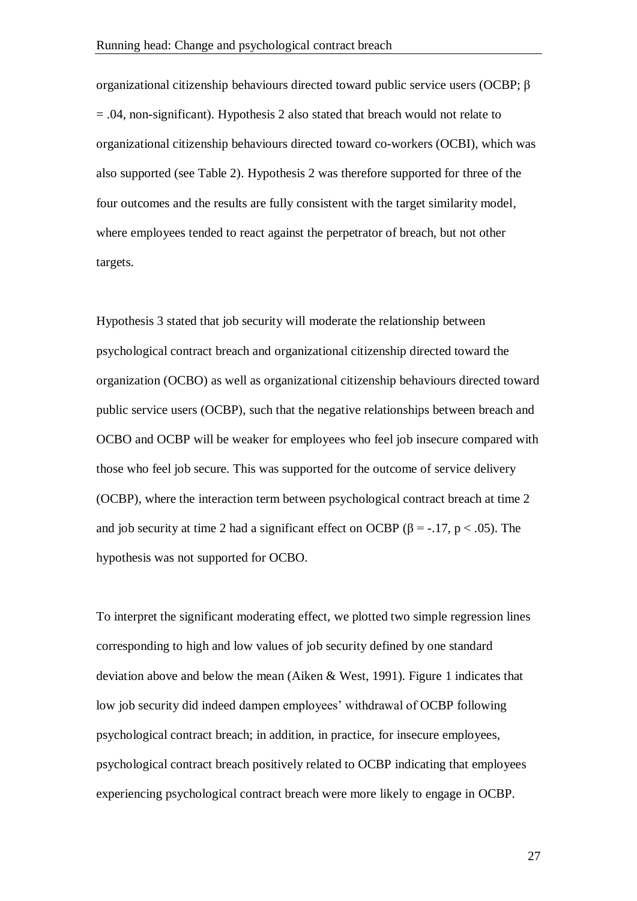organizational citizenship behaviours directed toward public service users (OCBP; $\beta = .04$, non-significant). Hypothesis 2 also stated that breach would not relate to organizational citizenship behaviours directed toward co-workers (OCBI), which was also supported (see Table 2). Hypothesis 2 was therefore supported for three of the four outcomes and the results are fully consistent with the target similarity model, where employees tended to react against the perpetrator of breach, but not other targets.

Hypothesis 3 stated that job security will moderate the relationship between psychological contract breach and organizational citizenship directed toward the organization (OCBO) as well as organizational citizenship behaviours directed toward public service users (OCBP), such that the negative relationships between breach and OCBO and OCBP will be weaker for employees who feel job insecure compared with those who feel job secure. This was supported for the outcome of service delivery (OCBP), where the interaction term between psychological contract breach at time 2 and job security at time 2 had a significant effect on OCBP ($\beta = -.17$, $p < .05$). The hypothesis was not supported for OCBO.

To interpret the significant moderating effect, we plotted two simple regression lines corresponding to high and low values of job security defined by one standard deviation above and below the mean (Aiken & West, 1991). Figure 1 indicates that low job security did indeed dampen employees' withdrawal of OCBP following psychological contract breach; in addition, in practice, for insecure employees, psychological contract breach positively related to OCBP indicating that employees experiencing psychological contract breach were more likely to engage in OCBP.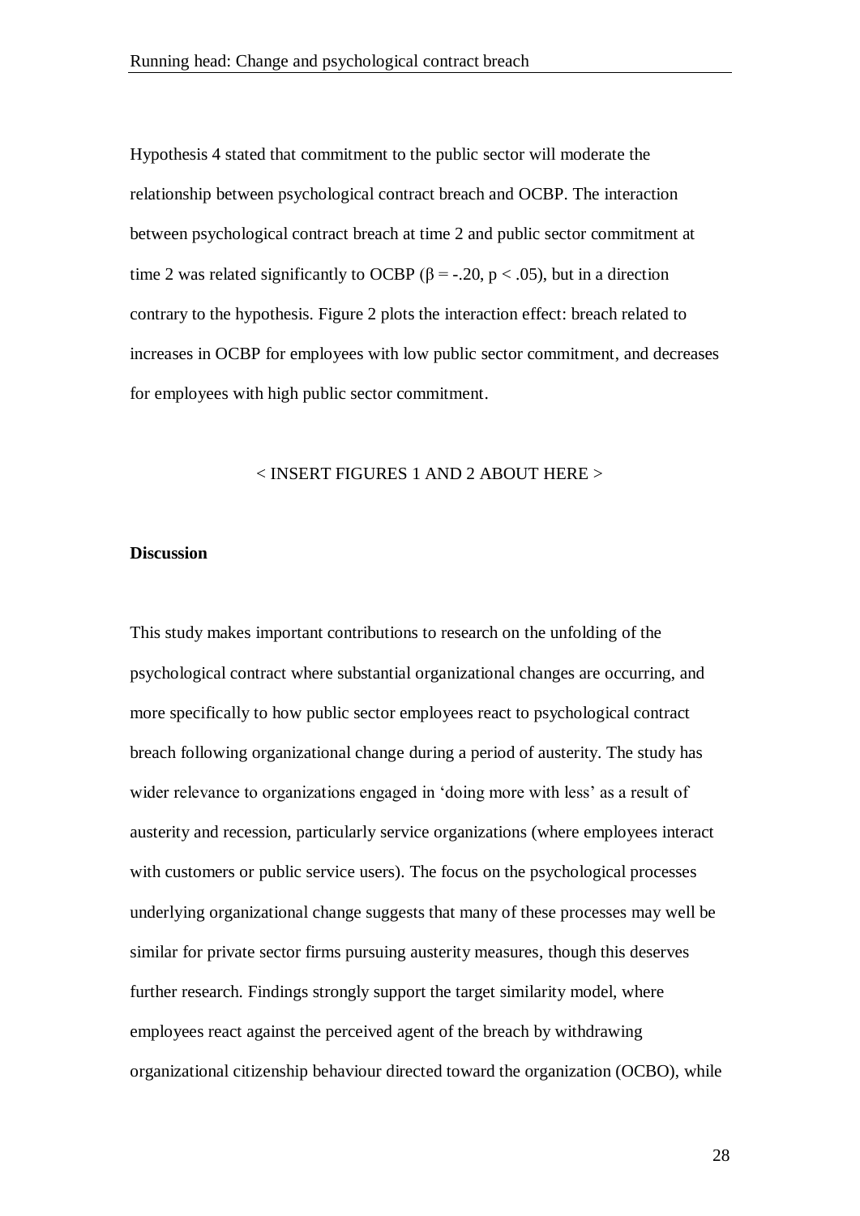Hypothesis 4 stated that commitment to the public sector will moderate the relationship between psychological contract breach and OCBP. The interaction between psychological contract breach at time 2 and public sector commitment at time 2 was related significantly to OCBP ($\beta = -.20$, $p < .05$), but in a direction contrary to the hypothesis. Figure 2 plots the interaction effect: breach related to increases in OCBP for employees with low public sector commitment, and decreases for employees with high public sector commitment.

< INSERT FIGURES 1 AND 2 ABOUT HERE >

**Discussion**

This study makes important contributions to research on the unfolding of the psychological contract where substantial organizational changes are occurring, and more specifically to how public sector employees react to psychological contract breach following organizational change during a period of austerity. The study has wider relevance to organizations engaged in 'doing more with less' as a result of austerity and recession, particularly service organizations (where employees interact with customers or public service users). The focus on the psychological processes underlying organizational change suggests that many of these processes may well be similar for private sector firms pursuing austerity measures, though this deserves further research. Findings strongly support the target similarity model, where employees react against the perceived agent of the breach by withdrawing organizational citizenship behaviour directed toward the organization (OCBO), while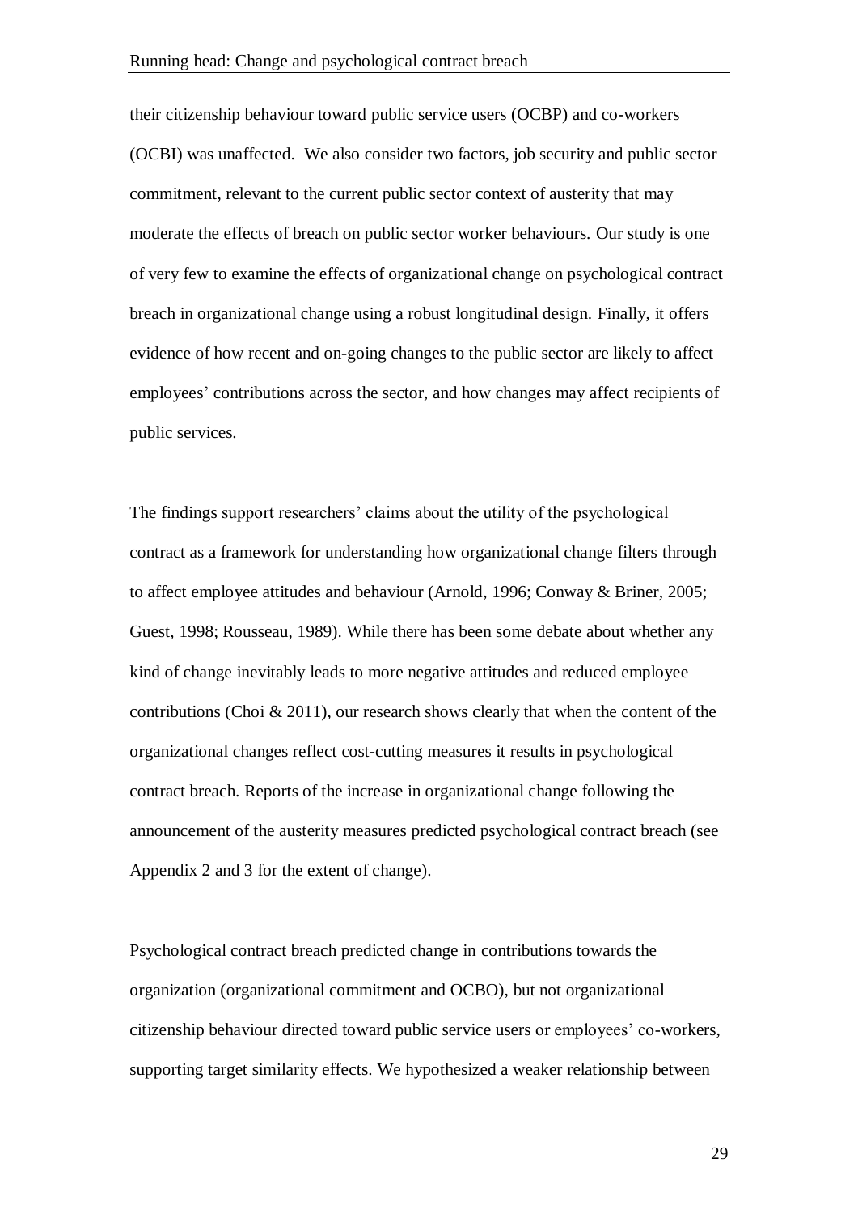their citizenship behaviour toward public service users (OCBP) and co-workers (OCBI) was unaffected. We also consider two factors, job security and public sector commitment, relevant to the current public sector context of austerity that may moderate the effects of breach on public sector worker behaviours. Our study is one of very few to examine the effects of organizational change on psychological contract breach in organizational change using a robust longitudinal design. Finally, it offers evidence of how recent and on-going changes to the public sector are likely to affect employees' contributions across the sector, and how changes may affect recipients of public services.

The findings support researchers' claims about the utility of the psychological contract as a framework for understanding how organizational change filters through to affect employee attitudes and behaviour (Arnold, 1996; Conway & Briner, 2005; Guest, 1998; Rousseau, 1989). While there has been some debate about whether any kind of change inevitably leads to more negative attitudes and reduced employee contributions (Choi & 2011), our research shows clearly that when the content of the organizational changes reflect cost-cutting measures it results in psychological contract breach. Reports of the increase in organizational change following the announcement of the austerity measures predicted psychological contract breach (see Appendix 2 and 3 for the extent of change).

Psychological contract breach predicted change in contributions towards the organization (organizational commitment and OCBO), but not organizational citizenship behaviour directed toward public service users or employees' co-workers, supporting target similarity effects. We hypothesized a weaker relationship between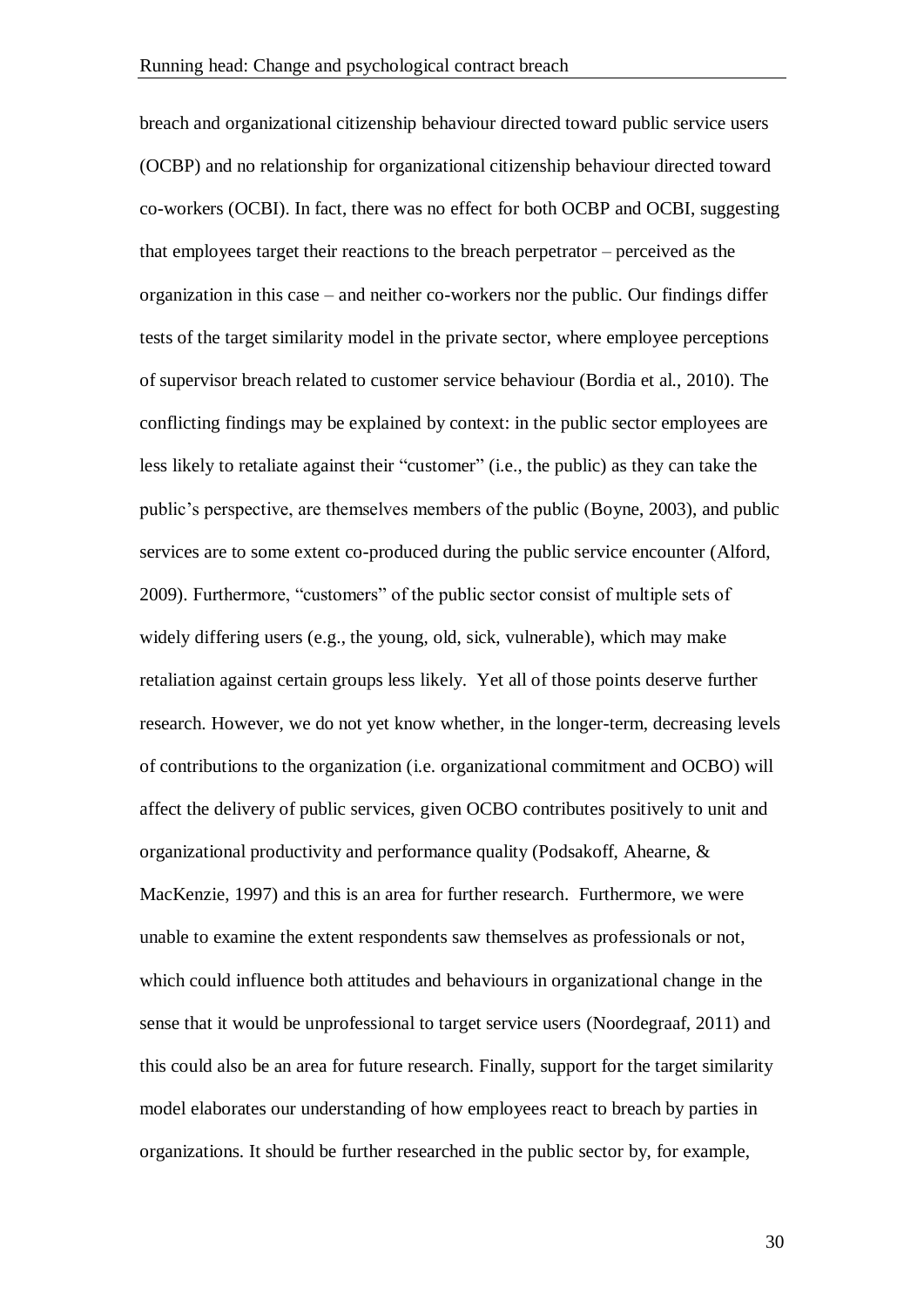breach and organizational citizenship behaviour directed toward public service users (OCBP) and no relationship for organizational citizenship behaviour directed toward co-workers (OCBI). In fact, there was no effect for both OCBP and OCBI, suggesting that employees target their reactions to the breach perpetrator – perceived as the organization in this case – and neither co-workers nor the public. Our findings differ tests of the target similarity model in the private sector, where employee perceptions of supervisor breach related to customer service behaviour (Bordia et al., 2010). The conflicting findings may be explained by context: in the public sector employees are less likely to retaliate against their "customer" (i.e., the public) as they can take the public's perspective, are themselves members of the public (Boyne, 2003), and public services are to some extent co-produced during the public service encounter (Alford, 2009). Furthermore, "customers" of the public sector consist of multiple sets of widely differing users (e.g., the young, old, sick, vulnerable), which may make retaliation against certain groups less likely. Yet all of those points deserve further research. However, we do not yet know whether, in the longer-term, decreasing levels of contributions to the organization (i.e. organizational commitment and OCBO) will affect the delivery of public services, given OCBO contributes positively to unit and organizational productivity and performance quality (Podsakoff, Ahearne, & MacKenzie, 1997) and this is an area for further research. Furthermore, we were unable to examine the extent respondents saw themselves as professionals or not, which could influence both attitudes and behaviours in organizational change in the sense that it would be unprofessional to target service users (Noordegraaf, 2011) and this could also be an area for future research. Finally, support for the target similarity model elaborates our understanding of how employees react to breach by parties in organizations. It should be further researched in the public sector by, for example,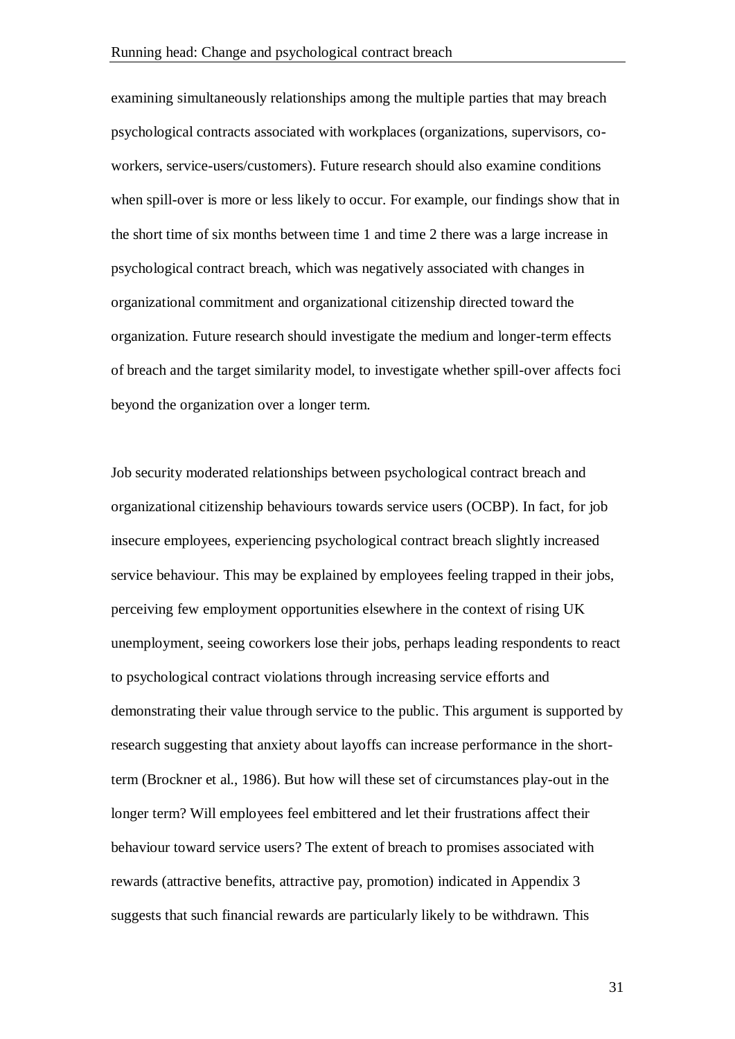examining simultaneously relationships among the multiple parties that may breach psychological contracts associated with workplaces (organizations, supervisors, co-workers, service-users/customers). Future research should also examine conditions when spill-over is more or less likely to occur. For example, our findings show that in the short time of six months between time 1 and time 2 there was a large increase in psychological contract breach, which was negatively associated with changes in organizational commitment and organizational citizenship directed toward the organization. Future research should investigate the medium and longer-term effects of breach and the target similarity model, to investigate whether spill-over affects foci beyond the organization over a longer term.

Job security moderated relationships between psychological contract breach and organizational citizenship behaviours towards service users (OCBP). In fact, for job insecure employees, experiencing psychological contract breach slightly increased service behaviour. This may be explained by employees feeling trapped in their jobs, perceiving few employment opportunities elsewhere in the context of rising UK unemployment, seeing coworkers lose their jobs, perhaps leading respondents to react to psychological contract violations through increasing service efforts and demonstrating their value through service to the public. This argument is supported by research suggesting that anxiety about layoffs can increase performance in the short-term (Brockner et al., 1986). But how will these set of circumstances play-out in the longer term? Will employees feel embittered and let their frustrations affect their behaviour toward service users? The extent of breach to promises associated with rewards (attractive benefits, attractive pay, promotion) indicated in Appendix 3 suggests that such financial rewards are particularly likely to be withdrawn. This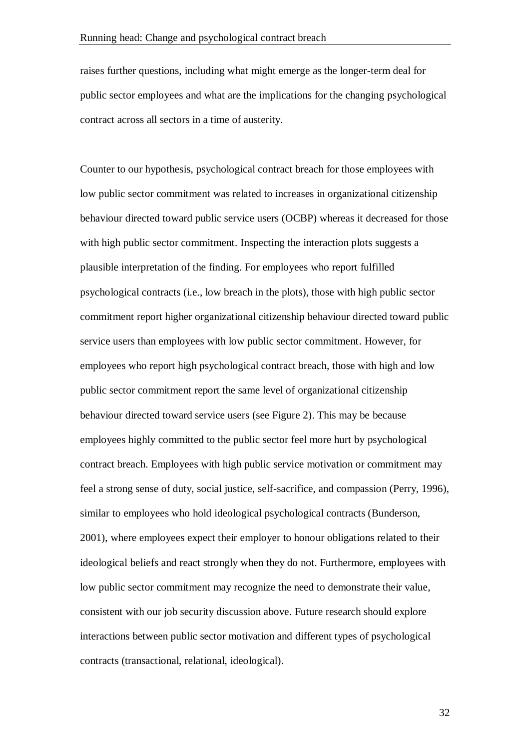raises further questions, including what might emerge as the longer-term deal for public sector employees and what are the implications for the changing psychological contract across all sectors in a time of austerity.

Counter to our hypothesis, psychological contract breach for those employees with low public sector commitment was related to increases in organizational citizenship behaviour directed toward public service users (OCBP) whereas it decreased for those with high public sector commitment. Inspecting the interaction plots suggests a plausible interpretation of the finding. For employees who report fulfilled psychological contracts (i.e., low breach in the plots), those with high public sector commitment report higher organizational citizenship behaviour directed toward public service users than employees with low public sector commitment. However, for employees who report high psychological contract breach, those with high and low public sector commitment report the same level of organizational citizenship behaviour directed toward service users (see Figure 2). This may be because employees highly committed to the public sector feel more hurt by psychological contract breach. Employees with high public service motivation or commitment may feel a strong sense of duty, social justice, self-sacrifice, and compassion (Perry, 1996), similar to employees who hold ideological psychological contracts (Bunderson, 2001), where employees expect their employer to honour obligations related to their ideological beliefs and react strongly when they do not. Furthermore, employees with low public sector commitment may recognize the need to demonstrate their value, consistent with our job security discussion above. Future research should explore interactions between public sector motivation and different types of psychological contracts (transactional, relational, ideological).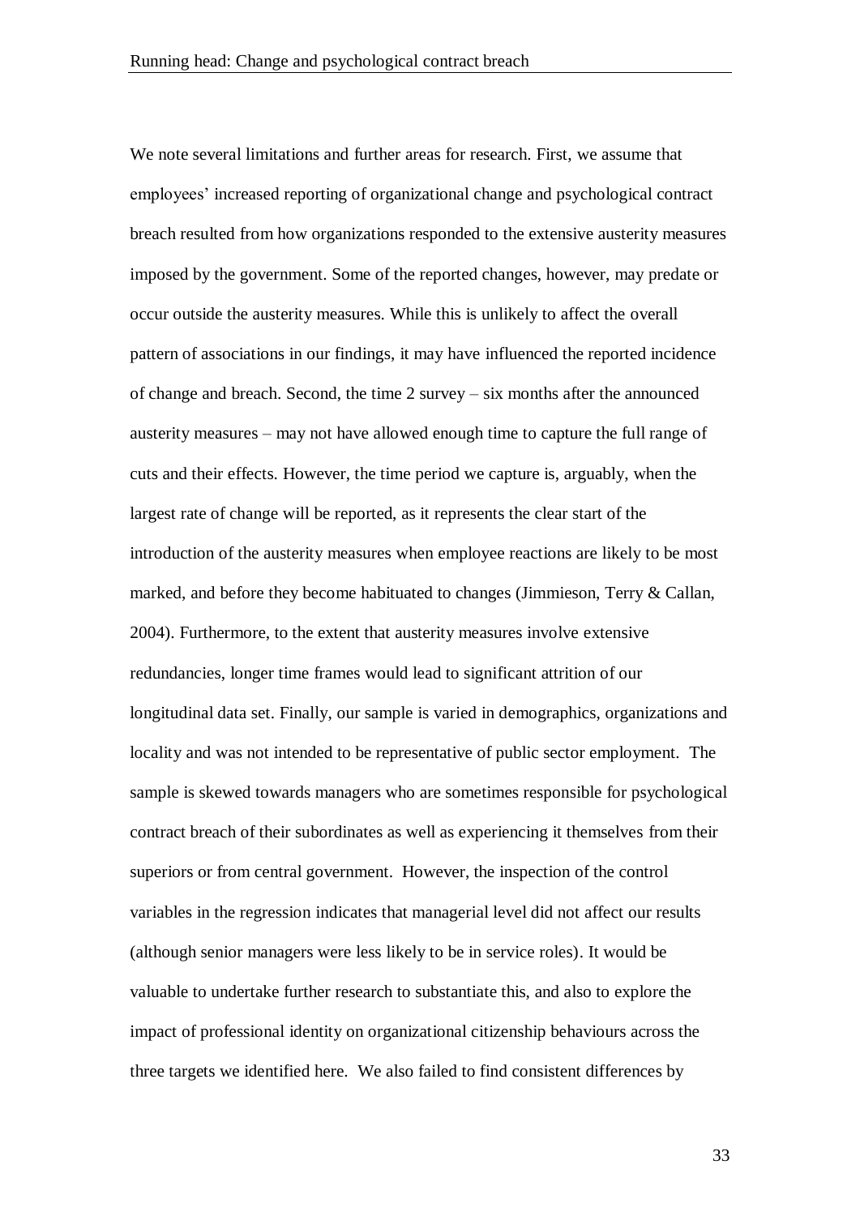We note several limitations and further areas for research. First, we assume that employees' increased reporting of organizational change and psychological contract breach resulted from how organizations responded to the extensive austerity measures imposed by the government. Some of the reported changes, however, may predate or occur outside the austerity measures. While this is unlikely to affect the overall pattern of associations in our findings, it may have influenced the reported incidence of change and breach. Second, the time 2 survey – six months after the announced austerity measures – may not have allowed enough time to capture the full range of cuts and their effects. However, the time period we capture is, arguably, when the largest rate of change will be reported, as it represents the clear start of the introduction of the austerity measures when employee reactions are likely to be most marked, and before they become habituated to changes (Jimmieson, Terry & Callan, 2004). Furthermore, to the extent that austerity measures involve extensive redundancies, longer time frames would lead to significant attrition of our longitudinal data set. Finally, our sample is varied in demographics, organizations and locality and was not intended to be representative of public sector employment. The sample is skewed towards managers who are sometimes responsible for psychological contract breach of their subordinates as well as experiencing it themselves from their superiors or from central government. However, the inspection of the control variables in the regression indicates that managerial level did not affect our results (although senior managers were less likely to be in service roles). It would be valuable to undertake further research to substantiate this, and also to explore the impact of professional identity on organizational citizenship behaviours across the three targets we identified here. We also failed to find consistent differences by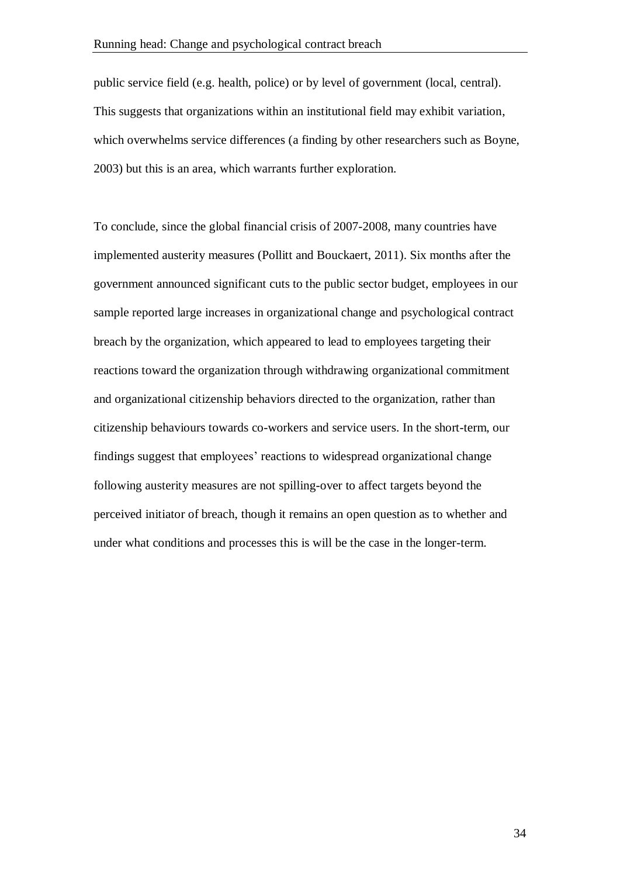public service field (e.g. health, police) or by level of government (local, central). This suggests that organizations within an institutional field may exhibit variation, which overwhelms service differences (a finding by other researchers such as Boyne, 2003) but this is an area, which warrants further exploration.

To conclude, since the global financial crisis of 2007-2008, many countries have implemented austerity measures (Pollitt and Bouckaert, 2011). Six months after the government announced significant cuts to the public sector budget, employees in our sample reported large increases in organizational change and psychological contract breach by the organization, which appeared to lead to employees targeting their reactions toward the organization through withdrawing organizational commitment and organizational citizenship behaviors directed to the organization, rather than citizenship behaviours towards co-workers and service users. In the short-term, our findings suggest that employees' reactions to widespread organizational change following austerity measures are not spilling-over to affect targets beyond the perceived initiator of breach, though it remains an open question as to whether and under what conditions and processes this is will be the case in the longer-term.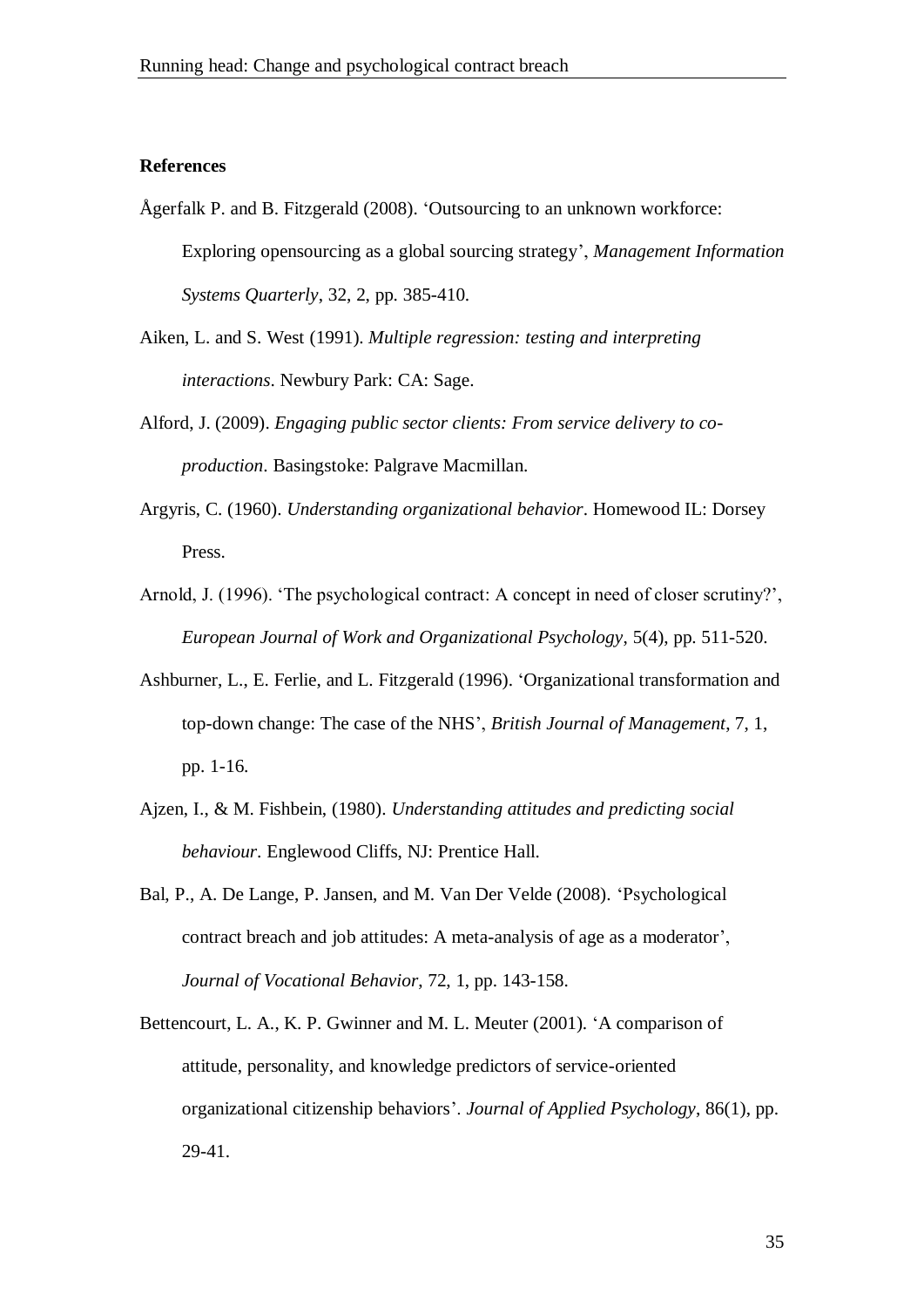**References**

Ågerfalk P. and B. Fitzgerald (2008). 'Outsourcing to an unknown workforce: Exploring opensourcing as a global sourcing strategy', *Management Information Systems Quarterly*, 32, 2, pp. 385-410.

Aiken, L. and S. West (1991). *Multiple regression: testing and interpreting interactions*. Newbury Park: CA: Sage.

Alford, J. (2009). *Engaging public sector clients: From service delivery to co-production*. Basingstoke: Palgrave Macmillan.

Argyris, C. (1960). *Understanding organizational behavior*. Homewood IL: Dorsey Press.

Arnold, J. (1996). 'The psychological contract: A concept in need of closer scrutiny?', *European Journal of Work and Organizational Psychology*, 5(4), pp. 511-520.

Ashburner, L., E. Ferlie, and L. Fitzgerald (1996). 'Organizational transformation and top-down change: The case of the NHS', *British Journal of Management*, 7, 1, pp. 1-16.

Ajzen, I., & M. Fishbein, (1980). *Understanding attitudes and predicting social behaviour*. Englewood Cliffs, NJ: Prentice Hall.

Bal, P., A. De Lange, P. Jansen, and M. Van Der Velde (2008). 'Psychological contract breach and job attitudes: A meta-analysis of age as a moderator', *Journal of Vocational Behavior*, 72, 1, pp. 143-158.

Bettencourt, L. A., K. P. Gwinner and M. L. Meuter (2001). 'A comparison of attitude, personality, and knowledge predictors of service-oriented organizational citizenship behaviors'. *Journal of Applied Psychology*, 86(1), pp. 29-41.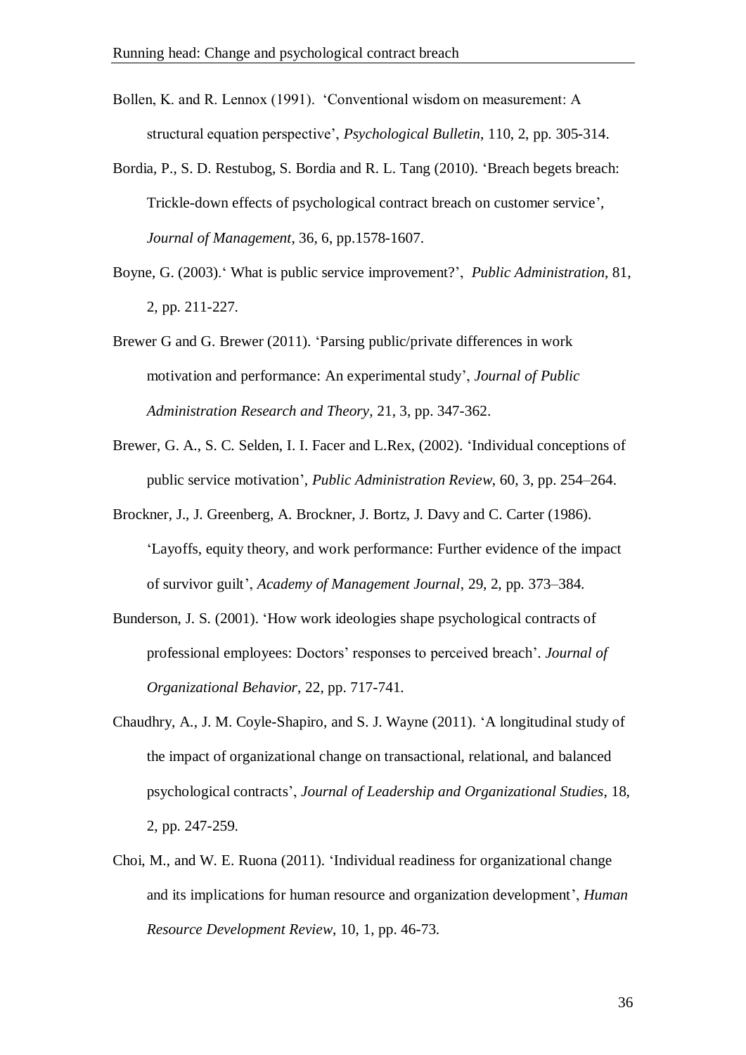Bollen, K. and R. Lennox (1991). 'Conventional wisdom on measurement: A structural equation perspective', *Psychological Bulletin*, 110, 2, pp. 305-314.

Bordia, P., S. D. Restubog, S. Bordia and R. L. Tang (2010). 'Breach begets breach: Trickle-down effects of psychological contract breach on customer service', *Journal of Management*, 36, 6, pp.1578-1607.

Boyne, G. (2003).' What is public service improvement?', *Public Administration*, 81, 2, pp. 211-227.

Brewer G and G. Brewer (2011). 'Parsing public/private differences in work motivation and performance: An experimental study', *Journal of Public Administration Research and Theory,* 21, 3, pp. 347-362.

Brewer, G. A., S. C. Selden, I. I. Facer and L.Rex, (2002). 'Individual conceptions of public service motivation', *Public Administration Review*, 60, 3, pp. 254–264.

Brockner, J., J. Greenberg, A. Brockner, J. Bortz, J. Davy and C. Carter (1986). 'Layoffs, equity theory, and work performance: Further evidence of the impact of survivor guilt', *Academy of Management Journal*, 29, 2, pp. 373–384.

Bunderson, J. S. (2001). 'How work ideologies shape psychological contracts of professional employees: Doctors' responses to perceived breach'. *Journal of Organizational Behavior*, 22, pp. 717-741.

Chaudhry, A., J. M. Coyle-Shapiro, and S. J. Wayne (2011). 'A longitudinal study of the impact of organizational change on transactional, relational, and balanced psychological contracts', *Journal of Leadership and Organizational Studies*, 18, 2, pp. 247-259.

Choi, M., and W. E. Ruona (2011). 'Individual readiness for organizational change and its implications for human resource and organization development', *Human Resource Development Review*, 10, 1, pp. 46-73.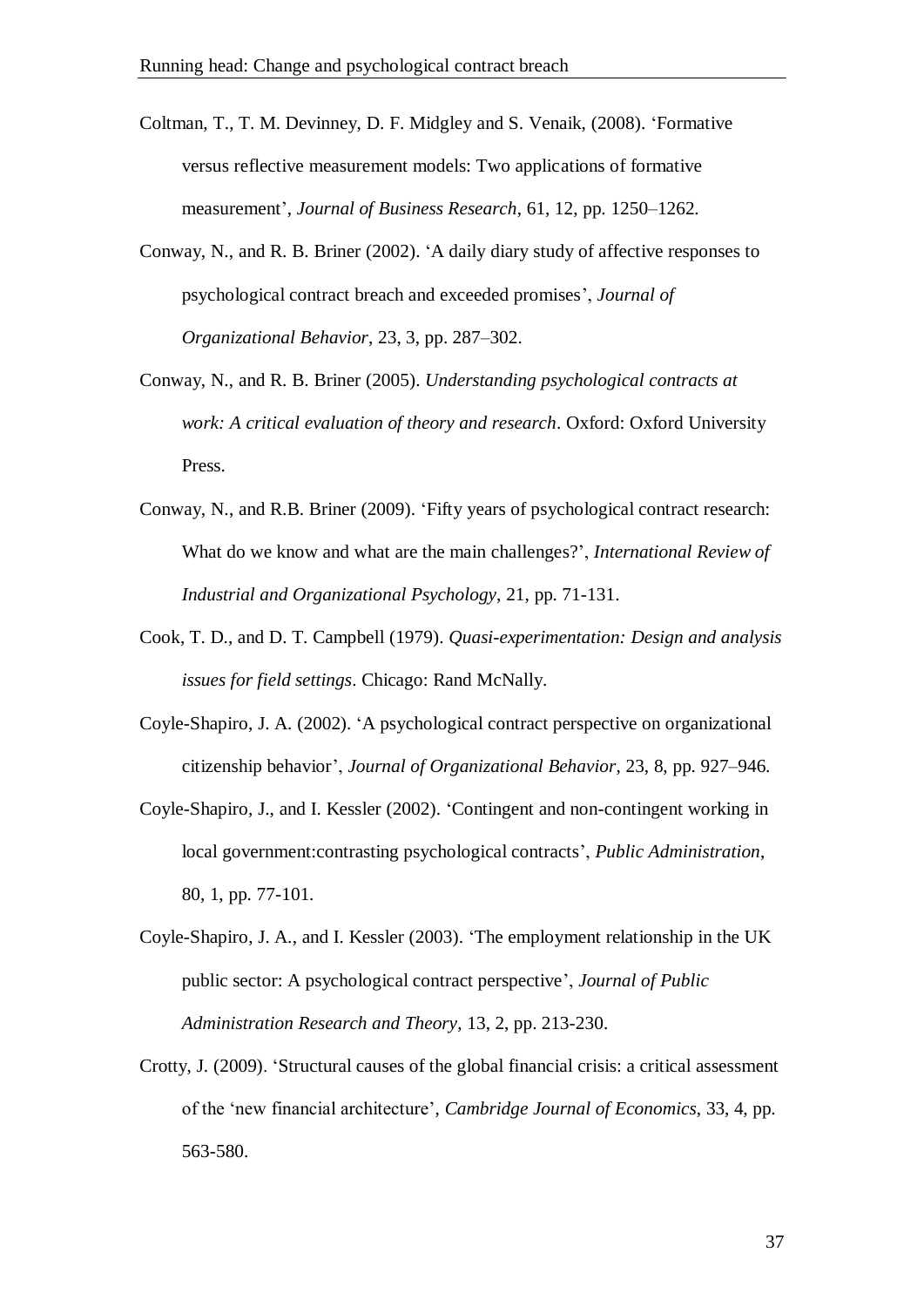Coltman, T., T. M. Devinney, D. F. Midgley and S. Venaik, (2008). 'Formative versus reflective measurement models: Two applications of formative measurement', *Journal of Business Research*, 61, 12, pp. 1250–1262.

Conway, N., and R. B. Briner (2002). 'A daily diary study of affective responses to psychological contract breach and exceeded promises', *Journal of Organizational Behavior*, 23, 3, pp. 287–302.

Conway, N., and R. B. Briner (2005). *Understanding psychological contracts at work: A critical evaluation of theory and research*. Oxford: Oxford University Press.

Conway, N., and R.B. Briner (2009). 'Fifty years of psychological contract research: What do we know and what are the main challenges?', *International Review of Industrial and Organizational Psychology*, 21, pp. 71-131.

Cook, T. D., and D. T. Campbell (1979). *Quasi-experimentation: Design and analysis issues for field settings*. Chicago: Rand McNally.

Coyle-Shapiro, J. A. (2002). 'A psychological contract perspective on organizational citizenship behavior', *Journal of Organizational Behavior*, 23, 8, pp. 927–946.

Coyle-Shapiro, J., and I. Kessler (2002). 'Contingent and non-contingent working in local government:contrasting psychological contracts', *Public Administration*, 80, 1, pp. 77-101.

Coyle-Shapiro, J. A., and I. Kessler (2003). 'The employment relationship in the UK public sector: A psychological contract perspective', *Journal of Public Administration Research and Theory*, 13, 2, pp. 213-230.

Crotty, J. (2009). 'Structural causes of the global financial crisis: a critical assessment of the 'new financial architecture', *Cambridge Journal of Economics*, 33, 4, pp. 563-580.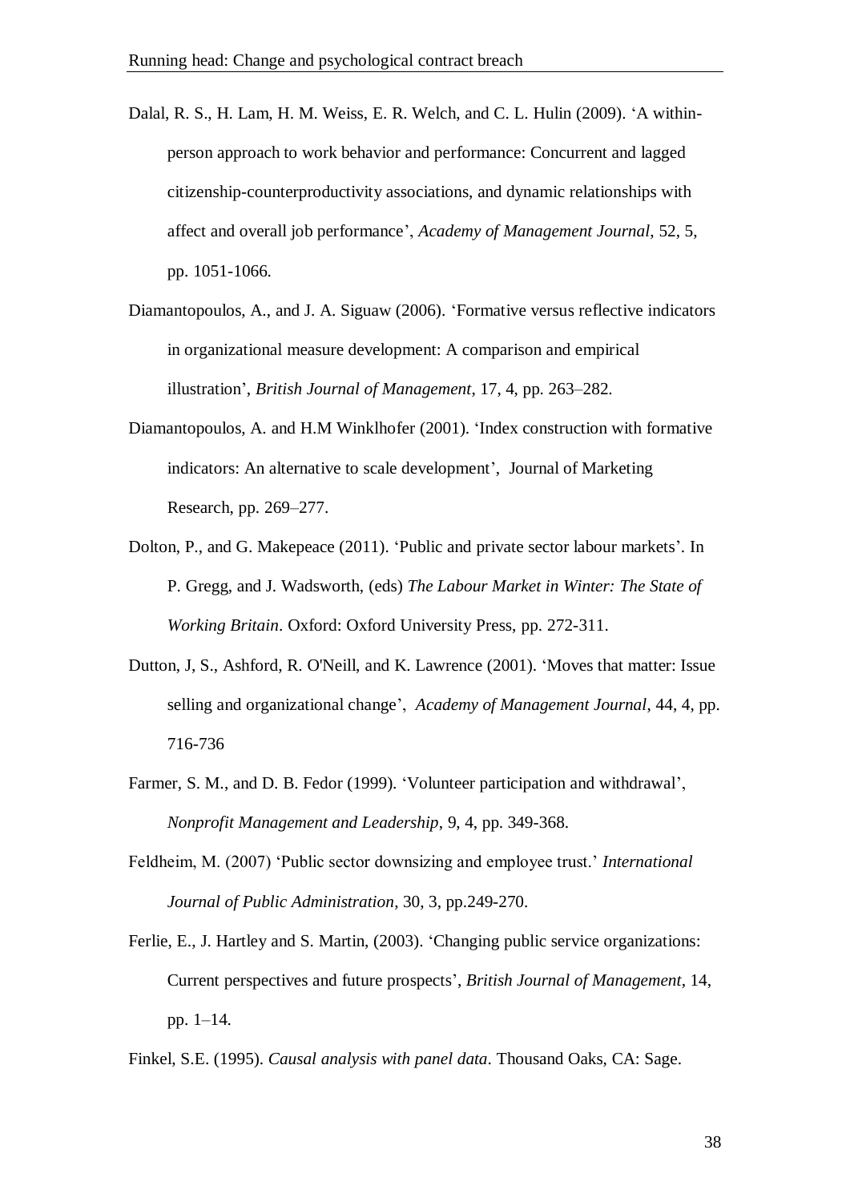Dalal, R. S., H. Lam, H. M. Weiss, E. R. Welch, and C. L. Hulin (2009). 'A within-person approach to work behavior and performance: Concurrent and lagged citizenship-counterproductivity associations, and dynamic relationships with affect and overall job performance', *Academy of Management Journal*, 52, 5, pp. 1051-1066.

Diamantopoulos, A., and J. A. Siguaw (2006). 'Formative versus reflective indicators in organizational measure development: A comparison and empirical illustration', *British Journal of Management*, 17, 4, pp. 263–282.

Diamantopoulos, A. and H.M Winklhofer (2001). 'Index construction with formative indicators: An alternative to scale development', Journal of Marketing Research, pp. 269–277.

Dolton, P., and G. Makepeace (2011). 'Public and private sector labour markets'. In P. Gregg, and J. Wadsworth, (eds) *The Labour Market in Winter: The State of Working Britain*. Oxford: Oxford University Press, pp. 272-311.

Dutton, J, S., Ashford, R. O'Neill, and K. Lawrence (2001). 'Moves that matter: Issue selling and organizational change', *Academy of Management Journal*, 44, 4, pp. 716-736

Farmer, S. M., and D. B. Fedor (1999). 'Volunteer participation and withdrawal', *Nonprofit Management and Leadership*, 9, 4, pp. 349-368.

Feldheim, M. (2007) 'Public sector downsizing and employee trust.' *International Journal of Public Administration*, 30, 3, pp.249-270.

Ferlie, E., J. Hartley and S. Martin, (2003). 'Changing public service organizations: Current perspectives and future prospects', *British Journal of Management*, 14, pp. 1–14.

Finkel, S.E. (1995). *Causal analysis with panel data*. Thousand Oaks, CA: Sage.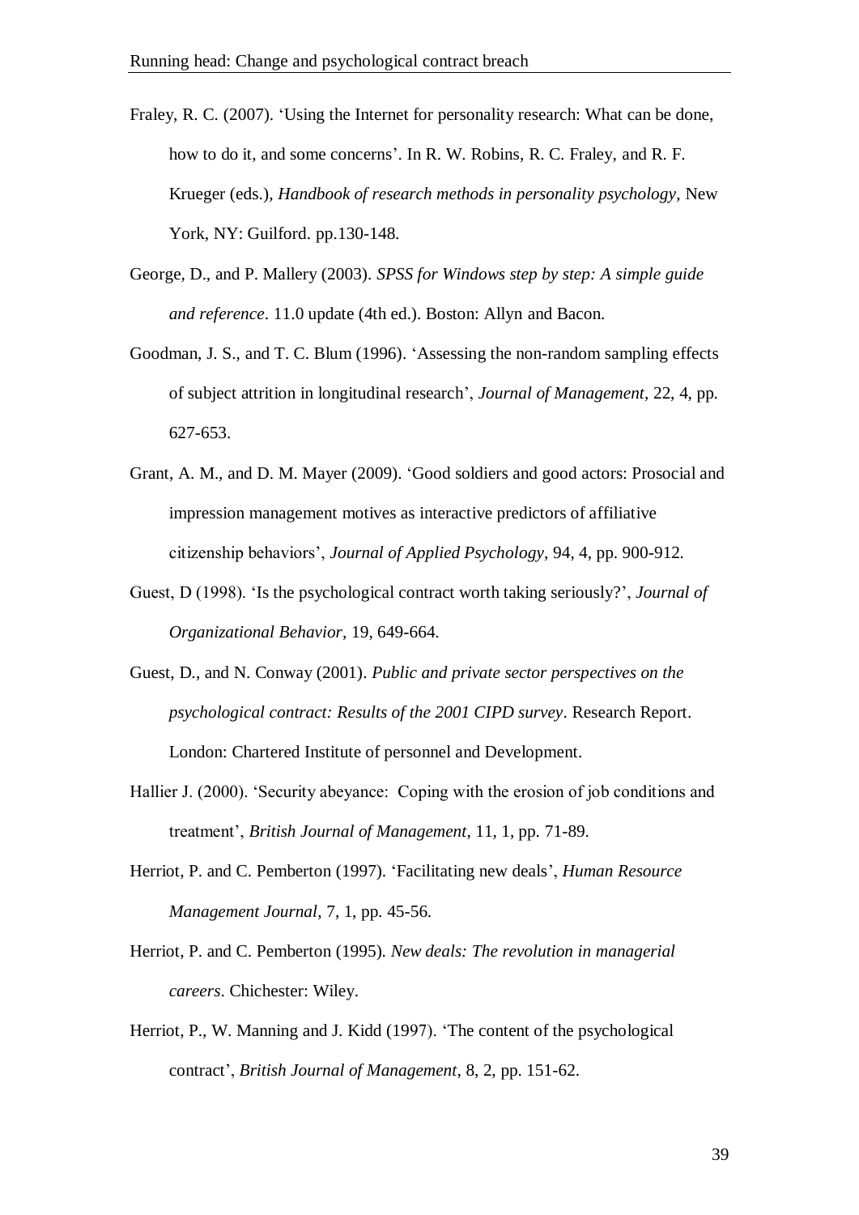Fraley, R. C. (2007). 'Using the Internet for personality research: What can be done, how to do it, and some concerns'. In R. W. Robins, R. C. Fraley, and R. F. Krueger (eds.), *Handbook of research methods in personality psychology*, New York, NY: Guilford. pp.130-148.

George, D., and P. Mallery (2003). *SPSS for Windows step by step: A simple guide and reference*. 11.0 update (4th ed.). Boston: Allyn and Bacon.

Goodman, J. S., and T. C. Blum (1996). 'Assessing the non-random sampling effects of subject attrition in longitudinal research', *Journal of Management*, 22, 4, pp. 627-653.

Grant, A. M., and D. M. Mayer (2009). 'Good soldiers and good actors: Prosocial and impression management motives as interactive predictors of affiliative citizenship behaviors', *Journal of Applied Psychology*, 94, 4, pp. 900-912.

Guest, D (1998). 'Is the psychological contract worth taking seriously?', *Journal of Organizational Behavior*, 19, 649-664.

Guest, D., and N. Conway (2001). *Public and private sector perspectives on the psychological contract: Results of the 2001 CIPD survey*. Research Report. London: Chartered Institute of personnel and Development.

Hallier J. (2000). 'Security abeyance: Coping with the erosion of job conditions and treatment', *British Journal of Management*, 11, 1, pp. 71-89.

Herriot, P. and C. Pemberton (1997). 'Facilitating new deals', *Human Resource Management Journal*, 7, 1, pp. 45-56.

Herriot, P. and C. Pemberton (1995). *New deals: The revolution in managerial careers*. Chichester: Wiley.

Herriot, P., W. Manning and J. Kidd (1997). 'The content of the psychological contract', *British Journal of Management*, 8, 2, pp. 151-62.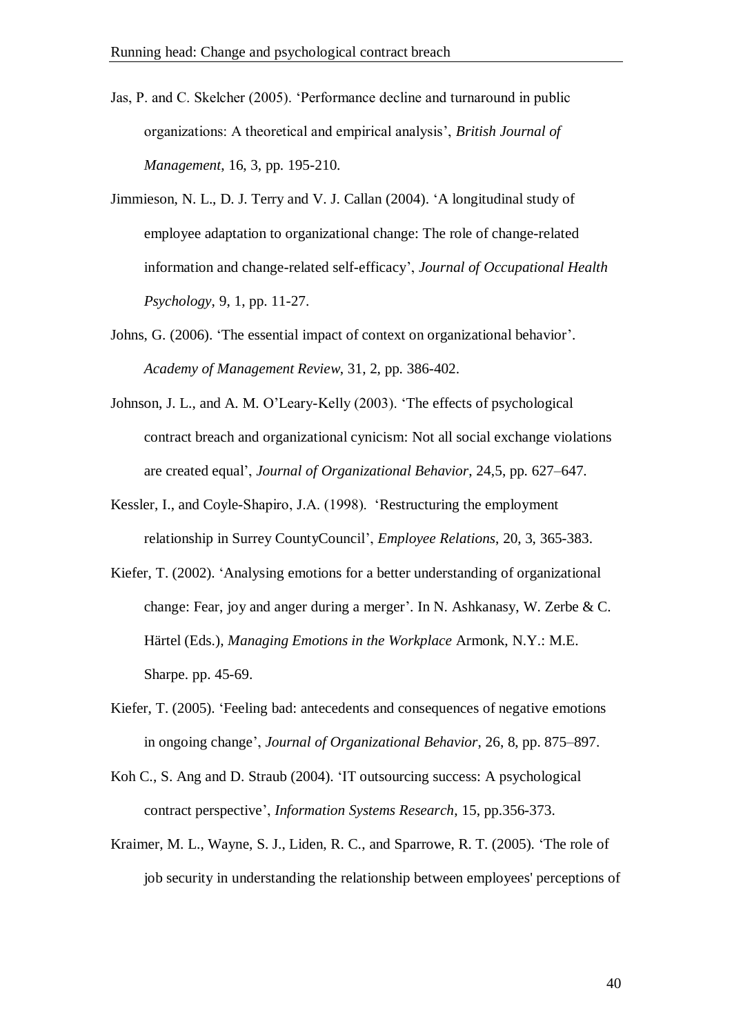Jas, P. and C. Skelcher (2005). 'Performance decline and turnaround in public organizations: A theoretical and empirical analysis', *British Journal of Management*, 16, 3, pp. 195-210.

Jimmieson, N. L., D. J. Terry and V. J. Callan (2004). 'A longitudinal study of employee adaptation to organizational change: The role of change-related information and change-related self-efficacy', *Journal of Occupational Health Psychology*, 9, 1, pp. 11-27.

Johns, G. (2006). 'The essential impact of context on organizational behavior'. *Academy of Management Review*, 31, 2, pp. 386-402.

Johnson, J. L., and A. M. O'Leary-Kelly (2003). 'The effects of psychological contract breach and organizational cynicism: Not all social exchange violations are created equal', *Journal of Organizational Behavior*, 24,5, pp. 627–647.

Kessler, I., and Coyle-Shapiro, J.A. (1998). 'Restructuring the employment relationship in Surrey CountyCouncil', *Employee Relations*, 20, 3, 365-383.

Kiefer, T. (2002). 'Analysing emotions for a better understanding of organizational change: Fear, joy and anger during a merger'. In N. Ashkanasy, W. Zerbe & C. Härtel (Eds.), *Managing Emotions in the Workplace* Armonk, N.Y.: M.E. Sharpe. pp. 45-69.

Kiefer, T. (2005). 'Feeling bad: antecedents and consequences of negative emotions in ongoing change', *Journal of Organizational Behavior*, 26, 8, pp. 875–897.

Koh C., S. Ang and D. Straub (2004). 'IT outsourcing success: A psychological contract perspective', *Information Systems Research*, 15, pp.356-373.

Kraimer, M. L., Wayne, S. J., Liden, R. C., and Sparrowe, R. T. (2005). 'The role of job security in understanding the relationship between employees' perceptions of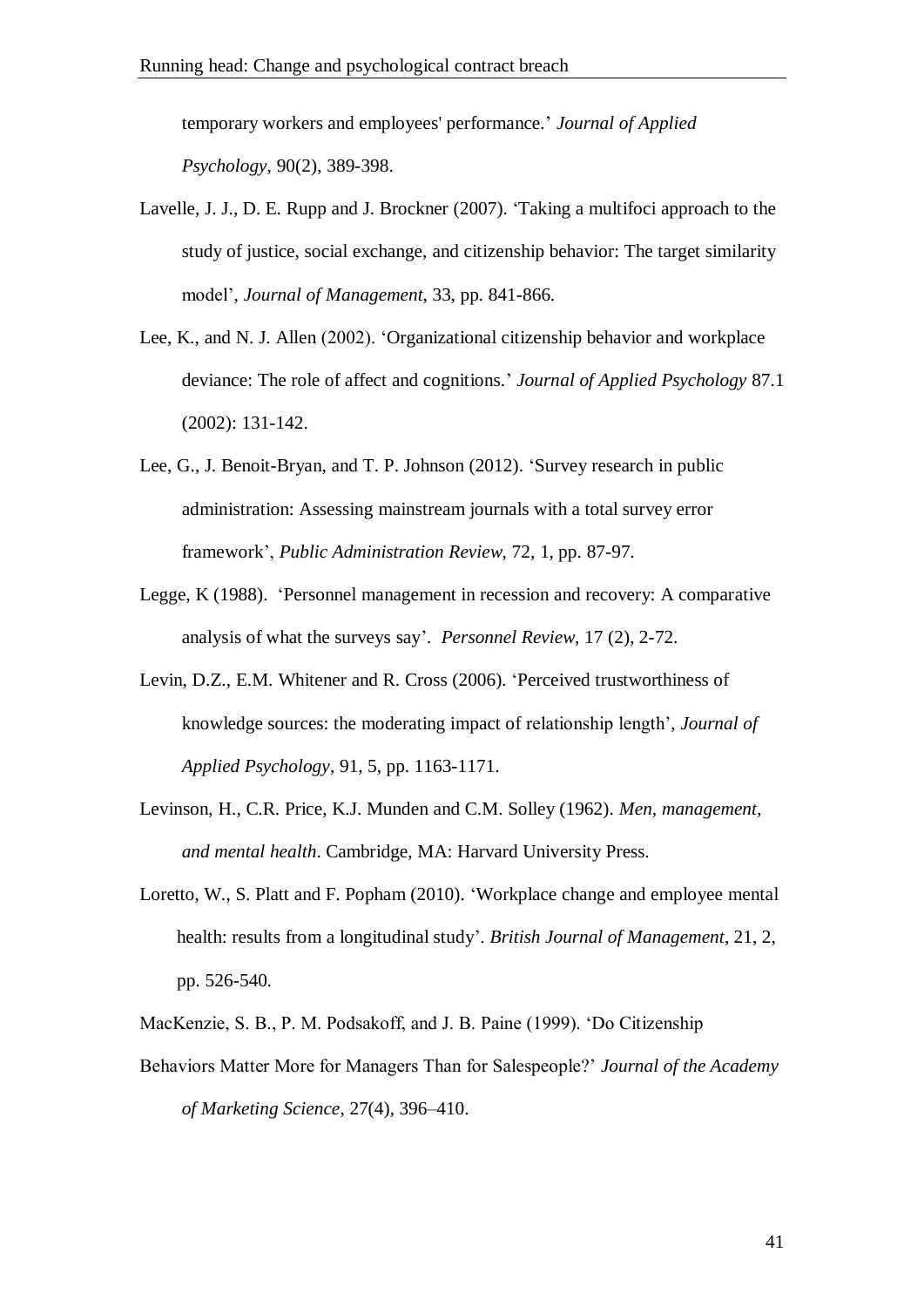temporary workers and employees' performance.' *Journal of Applied Psychology*, 90(2), 389-398.

Lavelle, J. J., D. E. Rupp and J. Brockner (2007). 'Taking a multifoci approach to the study of justice, social exchange, and citizenship behavior: The target similarity model', *Journal of Management*, 33, pp. 841-866.

Lee, K., and N. J. Allen (2002). 'Organizational citizenship behavior and workplace deviance: The role of affect and cognitions.' *Journal of Applied Psychology* 87.1 (2002): 131-142.

Lee, G., J. Benoit-Bryan, and T. P. Johnson (2012). 'Survey research in public administration: Assessing mainstream journals with a total survey error framework', *Public Administration Review*, 72, 1, pp. 87-97.

Legge, K (1988). 'Personnel management in recession and recovery: A comparative analysis of what the surveys say'. *Personnel Review*, 17 (2), 2-72.

Levin, D.Z., E.M. Whitener and R. Cross (2006). 'Perceived trustworthiness of knowledge sources: the moderating impact of relationship length', *Journal of Applied Psychology*, 91, 5, pp. 1163-1171.

Levinson, H., C.R. Price, K.J. Munden and C.M. Solley (1962). *Men, management, and mental health*. Cambridge, MA: Harvard University Press.

Loretto, W., S. Platt and F. Popham (2010). 'Workplace change and employee mental health: results from a longitudinal study'. *British Journal of Management*, 21, 2, pp. 526-540.

MacKenzie, S. B., P. M. Podsakoff, and J. B. Paine (1999). 'Do Citizenship Behaviors Matter More for Managers Than for Salespeople?' *Journal of the Academy of Marketing Science*, 27(4), 396–410.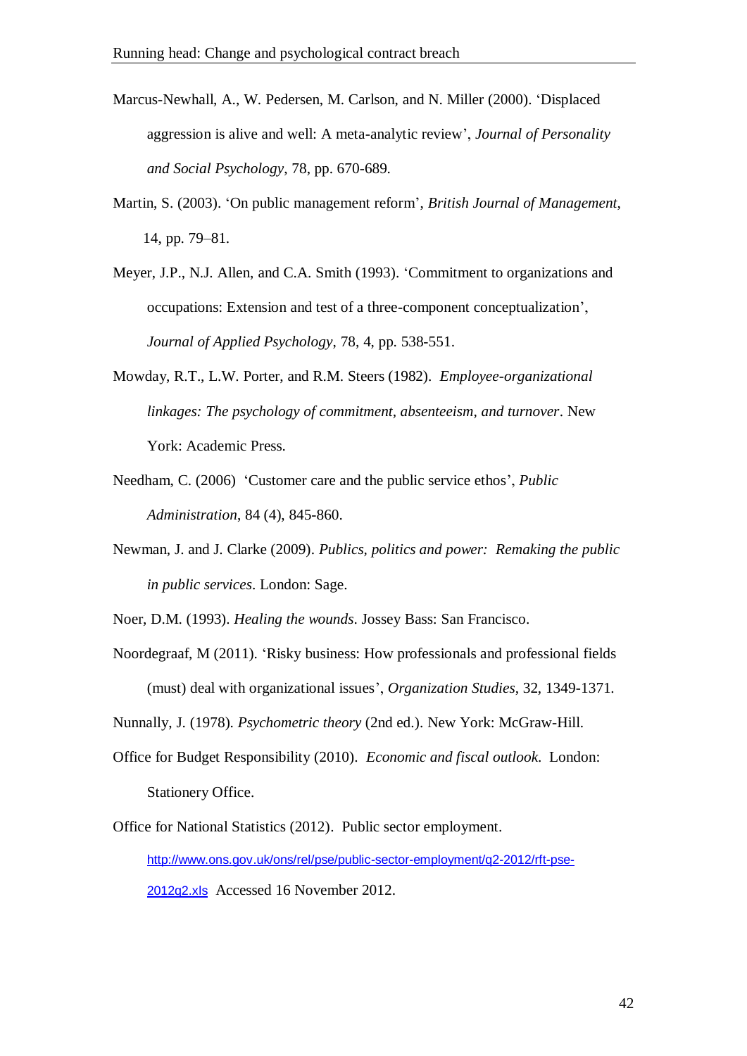Marcus-Newhall, A., W. Pedersen, M. Carlson, and N. Miller (2000). 'Displaced aggression is alive and well: A meta-analytic review', *Journal of Personality and Social Psychology*, 78, pp. 670-689.

Martin, S. (2003). 'On public management reform', *British Journal of Management*, 14, pp. 79–81.

Meyer, J.P., N.J. Allen, and C.A. Smith (1993). 'Commitment to organizations and occupations: Extension and test of a three-component conceptualization', *Journal of Applied Psychology*, 78, 4, pp. 538-551.

Mowday, R.T., L.W. Porter, and R.M. Steers (1982). *Employee-organizational linkages: The psychology of commitment, absenteeism, and turnover*. New York: Academic Press.

Needham, C. (2006) 'Customer care and the public service ethos', *Public Administration*, 84 (4), 845-860.

Newman, J. and J. Clarke (2009). *Publics, politics and power: Remaking the public in public services*. London: Sage.

Noer, D.M. (1993). *Healing the wounds*. Jossey Bass: San Francisco.

Noordegraaf, M (2011). 'Risky business: How professionals and professional fields (must) deal with organizational issues', *Organization Studies*, 32, 1349-1371.

Nunnally, J. (1978). *Psychometric theory* (2nd ed.). New York: McGraw-Hill.

Office for Budget Responsibility (2010). *Economic and fiscal outlook.* London: Stationery Office.

Office for National Statistics (2012). Public sector employment. http://www.ons.gov.uk/ons/rel/pse/public-sector-employment/q2-2012/rft-pse-2012q2.xls Accessed 16 November 2012.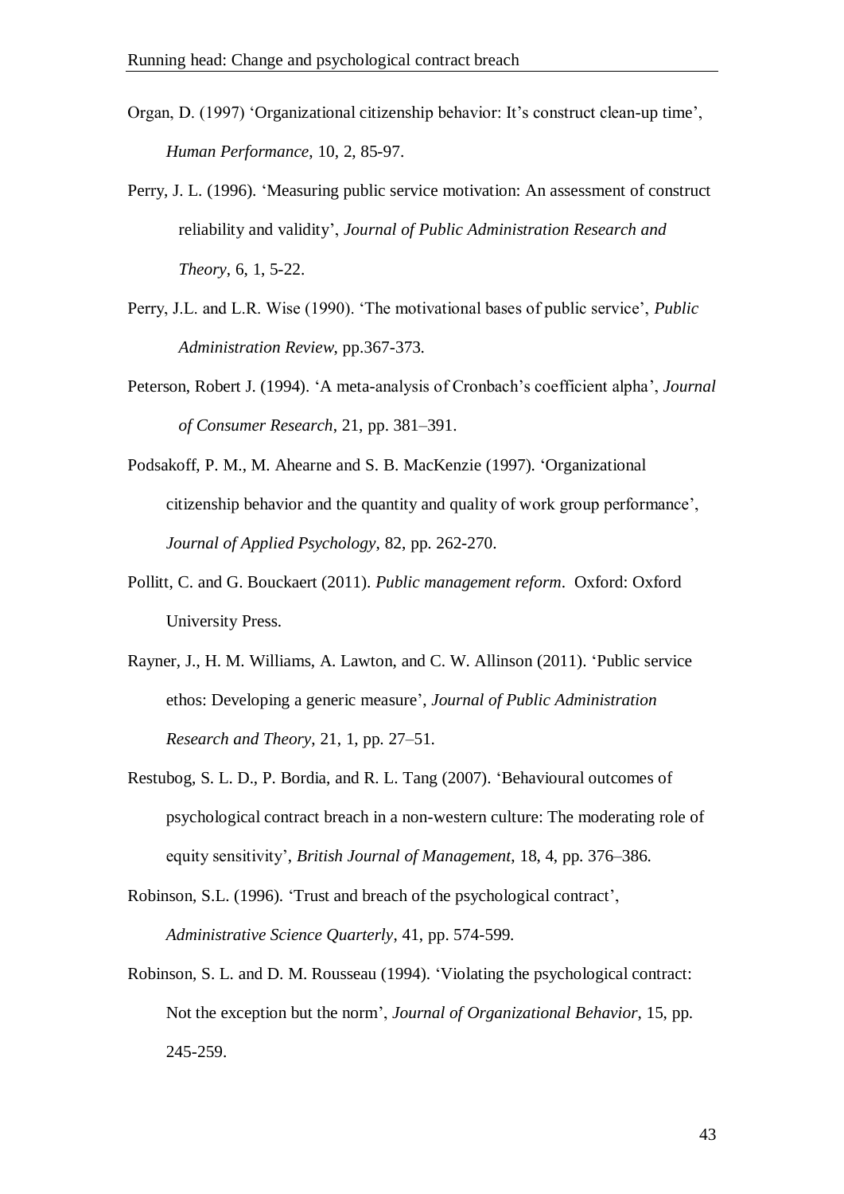Organ, D. (1997) ‘Organizational citizenship behavior: It’s construct clean-up time’, *Human Performance*, 10, 2, 85-97.

Perry, J. L. (1996). ‘Measuring public service motivation: An assessment of construct reliability and validity’, *Journal of Public Administration Research and Theory*, 6, 1, 5-22.

Perry, J.L. and L.R. Wise (1990). ‘The motivational bases of public service’, *Public Administration Review*, pp.367-373.

Peterson, Robert J. (1994). ‘A meta-analysis of Cronbach’s coefficient alpha’, *Journal of Consumer Research*, 21, pp. 381–391.

Podsakoff, P. M., M. Ahearne and S. B. MacKenzie (1997). ‘Organizational citizenship behavior and the quantity and quality of work group performance’, *Journal of Applied Psychology*, 82, pp. 262-270.

Pollitt, C. and G. Bouckaert (2011). *Public management reform*. Oxford: Oxford University Press.

Rayner, J., H. M. Williams, A. Lawton, and C. W. Allinson (2011). ‘Public service ethos: Developing a generic measure’, *Journal of Public Administration Research and Theory*, 21, 1, pp. 27–51.

Restubog, S. L. D., P. Bordia, and R. L. Tang (2007). ‘Behavioural outcomes of psychological contract breach in a non-western culture: The moderating role of equity sensitivity’, *British Journal of Management*, 18, 4, pp. 376–386.

Robinson, S.L. (1996). ‘Trust and breach of the psychological contract’, *Administrative Science Quarterly*, 41, pp. 574-599.

Robinson, S. L. and D. M. Rousseau (1994). ‘Violating the psychological contract: Not the exception but the norm’, *Journal of Organizational Behavior*, 15, pp. 245-259.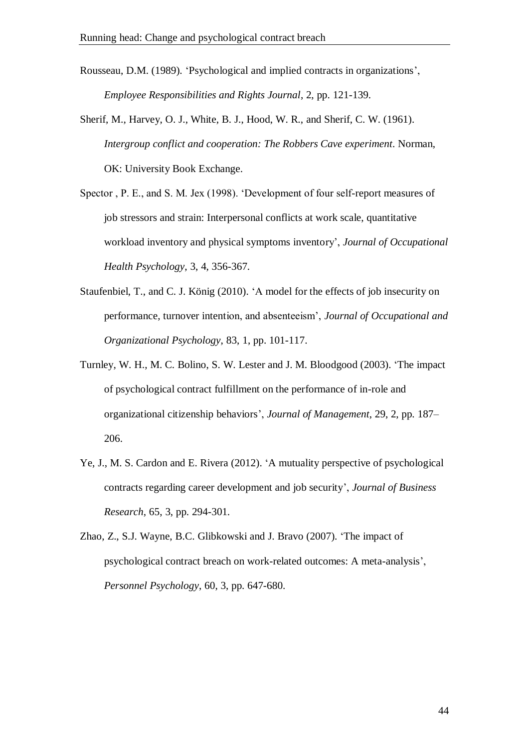Rousseau, D.M. (1989). 'Psychological and implied contracts in organizations', *Employee Responsibilities and Rights Journal*, 2, pp. 121-139.

Sherif, M., Harvey, O. J., White, B. J., Hood, W. R., and Sherif, C. W. (1961). *Intergroup conflict and cooperation: The Robbers Cave experiment*. Norman, OK: University Book Exchange.

Spector , P. E., and S. M. Jex (1998). 'Development of four self-report measures of job stressors and strain: Interpersonal conflicts at work scale, quantitative workload inventory and physical symptoms inventory', *Journal of Occupational Health Psychology*, 3, 4, 356-367.

Staufenbiel, T., and C. J. König (2010). 'A model for the effects of job insecurity on performance, turnover intention, and absenteeism', *Journal of Occupational and Organizational Psychology*, 83, 1, pp. 101-117.

Turnley, W. H., M. C. Bolino, S. W. Lester and J. M. Bloodgood (2003). 'The impact of psychological contract fulfillment on the performance of in-role and organizational citizenship behaviors', *Journal of Management*, 29, 2, pp. 187–206.

Ye, J., M. S. Cardon and E. Rivera (2012). 'A mutuality perspective of psychological contracts regarding career development and job security', *Journal of Business Research*, 65, 3, pp. 294-301.

Zhao, Z., S.J. Wayne, B.C. Glibkowski and J. Bravo (2007). 'The impact of psychological contract breach on work-related outcomes: A meta-analysis', *Personnel Psychology*, 60, 3, pp. 647-680.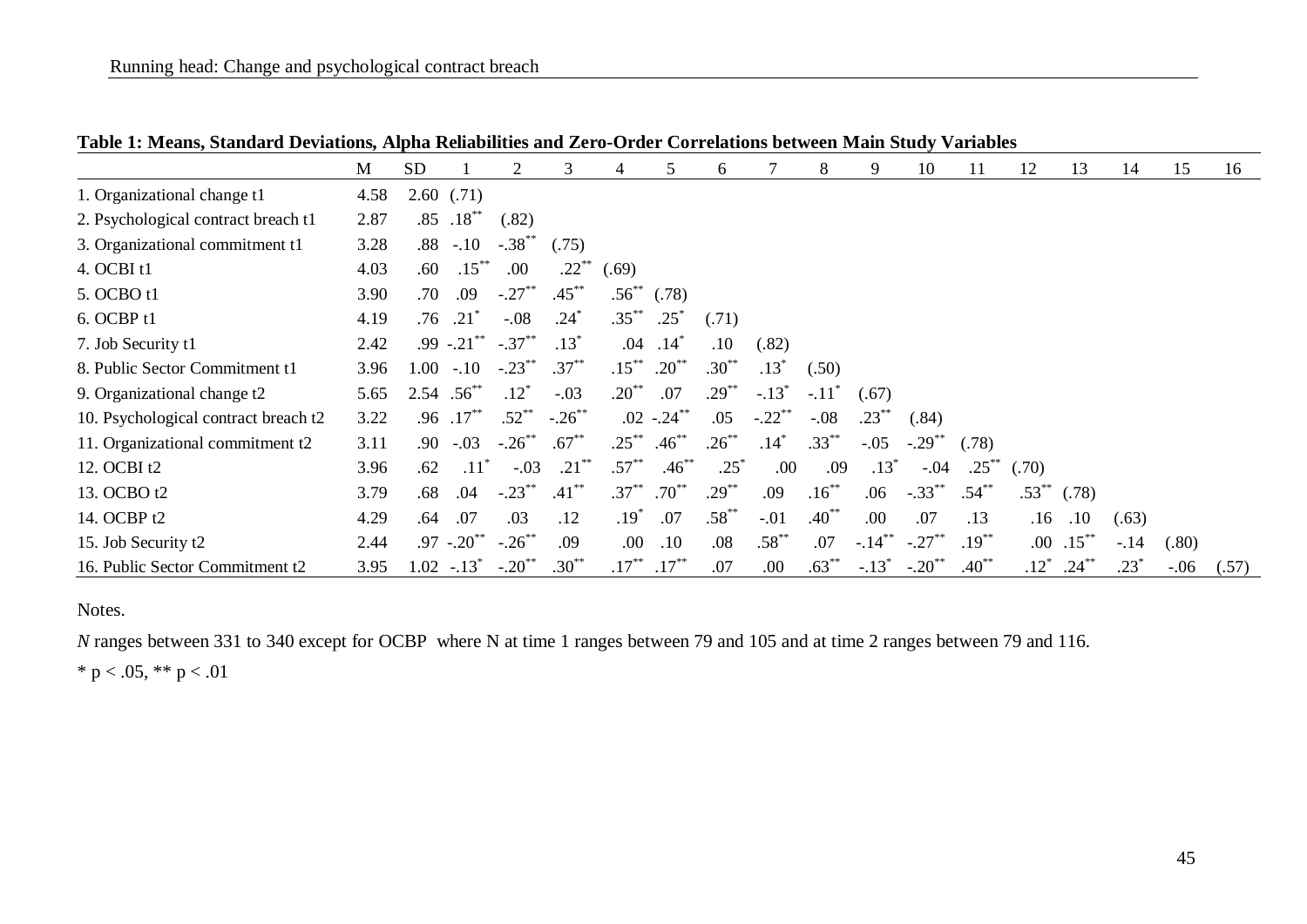**Table 1: Means, Standard Deviations, Alpha Reliabilities and Zero-Order Correlations between Main Study Variables**

| | M | SD | 1 | 2 | 3 | 4 | 5 | 6 | 7 | 8 | 9 | 10 | 11 | 12 | 13 | 14 | 15 | 16 |
|---|---|---|---|---|---|---|---|---|---|---|---|---|---|---|---|---|---|---|
| 1. Organizational change t1 | 4.58 | 2.60 | (.71) | | | | | | | | | | | | | | | |
| 2. Psychological contract breach t1 | 2.87 | .85 | .18** | (.82) | | | | | | | | | | | | | | |
| 3. Organizational commitment t1 | 3.28 | .88 | -.10 | -.38** | (.75) | | | | | | | | | | | | | |
| 4. OCBI t1 | 4.03 | .60 | .15** | .00 | .22** | (.69) | | | | | | | | | | | | |
| 5. OCBO t1 | 3.90 | .70 | .09 | -.27** | .45** | .56** | (.78) | | | | | | | | | | | |
| 6. OCBP t1 | 4.19 | .76 | .21* | -.08 | .24* | .35** | .25* | (.71) | | | | | | | | | | |
| 7. Job Security t1 | 2.42 | .99 | -.21** | -.37** | .13* | .04 | .14* | .10 | (.82) | | | | | | | | | |
| 8. Public Sector Commitment t1 | 3.96 | 1.00 | -.10 | -.23** | .37** | .15** | .20** | .30** | .13* | (.50) | | | | | | | | |
| 9. Organizational change t2 | 5.65 | 2.54 | .56** | .12* | -.03 | .20** | .07 | .29** | -.13* | -.11* | (.67) | | | | | | | |
| 10. Psychological contract breach t2 | 3.22 | .96 | .17** | .52** | -.26** | .02 | -.24** | .05 | -.22** | -.08 | .23** | (.84) | | | | | | |
| 11. Organizational commitment t2 | 3.11 | .90 | -.03 | -.26** | .67** | .25** | .46** | .26** | .14* | .33** | -.05 | -.29** | (.78) | | | | | |
| 12. OCBI t2 | 3.96 | .62 | .11* | -.03 | .21** | .57** | .46** | .25* | .00 | .09 | .13* | -.04 | .25** | (.70) | | | | |
| 13. OCBO t2 | 3.79 | .68 | .04 | -.23** | .41** | .37** | .70** | .29** | .09 | .16** | .06 | -.33** | .54** | .53** | (.78) | | | |
| 14. OCBP t2 | 4.29 | .64 | .07 | .03 | .12 | .19* | .07 | .58** | -.01 | .40** | .00 | .07 | .13 | .16 | .10 | (.63) | | |
| 15. Job Security t2 | 2.44 | .97 | -.20** | -.26** | .09 | .00 | .10 | .08 | .58** | .07 | -.14** | -.27** | .19** | .00 | .15** | -.14 | (.80) | |
| 16. Public Sector Commitment t2 | 3.95 | 1.02 | -.13* | -.20** | .30** | .17** | .17** | .07 | .00 | .63** | -.13* | -.20** | .40** | .12* | .24** | .23* | -.06 | (.57) |

Notes.

*N* ranges between 331 to 340 except for OCBP where N at time 1 ranges between 79 and 105 and at time 2 ranges between 79 and 116.

* $p < .05$, ** $p < .01$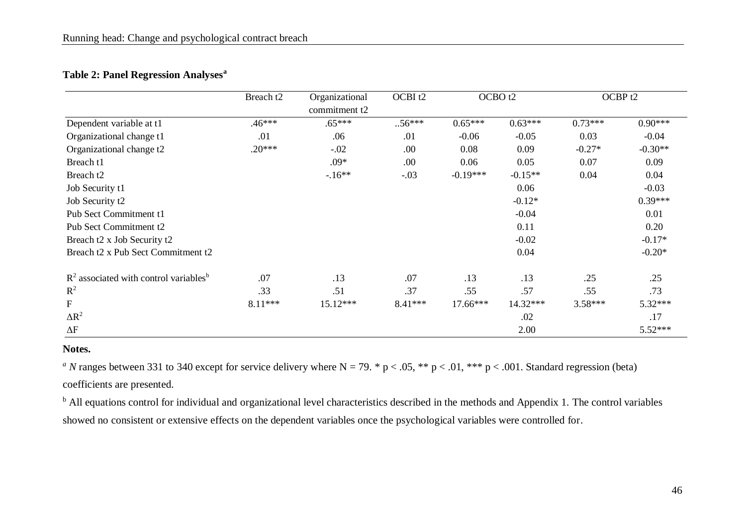**Table 2: Panel Regression Analyses[a]**

| | Breach t2 | Organizational commitment t2 | OCBI t2 | OCBO t2 | | OCBP t2 | |
|---|---|---|---|---|---|---|---|
| Dependent variable at t1 | .46*** | .65*** | ..56*** | 0.65*** | 0.63*** | 0.73*** | 0.90*** |
| Organizational change t1 | .01 | .06 | .01 | -0.06 | -0.05 | 0.03 | -0.04 |
| Organizational change t2 | .20*** | -.02 | .00 | 0.08 | 0.09 | -0.27* | -0.30** |
| Breach t1 | | .09* | .00 | 0.06 | 0.05 | 0.07 | 0.09 |
| Breach t2 | | -.16** | -.03 | -0.19*** | -0.15** | 0.04 | 0.04 |
| Job Security t1 | | | | | 0.06 | | -0.03 |
| Job Security t2 | | | | | -0.12* | | 0.39*** |
| Pub Sect Commitment t1 | | | | | -0.04 | | 0.01 |
| Pub Sect Commitment t2 | | | | | 0.11 | | 0.20 |
| Breach t2 x Job Security t2 | | | | | -0.02 | | -0.17* |
| Breach t2 x Pub Sect Commitment t2 | | | | | 0.04 | | -0.20* |
| $R^2$ associated with control variables[b] | .07 | .13 | .07 | .13 | .13 | .25 | .25 |
| $R^2$ | .33 | .51 | .37 | .55 | .57 | .55 | .73 |
| F | 8.11*** | 15.12*** | 8.41*** | 17.66*** | 14.32*** | 3.58*** | 5.32*** |
| $\Delta R^2$ | | | | | .02 | | .17 |
| $\Delta F$ | | | | | 2.00 | | 5.52*** |

**Notes.**

[a] *N* ranges between 331 to 340 except for service delivery where N = 79. * p < .05, ** p < .01, *** p < .001. Standard regression (beta) coefficients are presented.

[b] All equations control for individual and organizational level characteristics described in the methods and Appendix 1. The control variables showed no consistent or extensive effects on the dependent variables once the psychological variables were controlled for.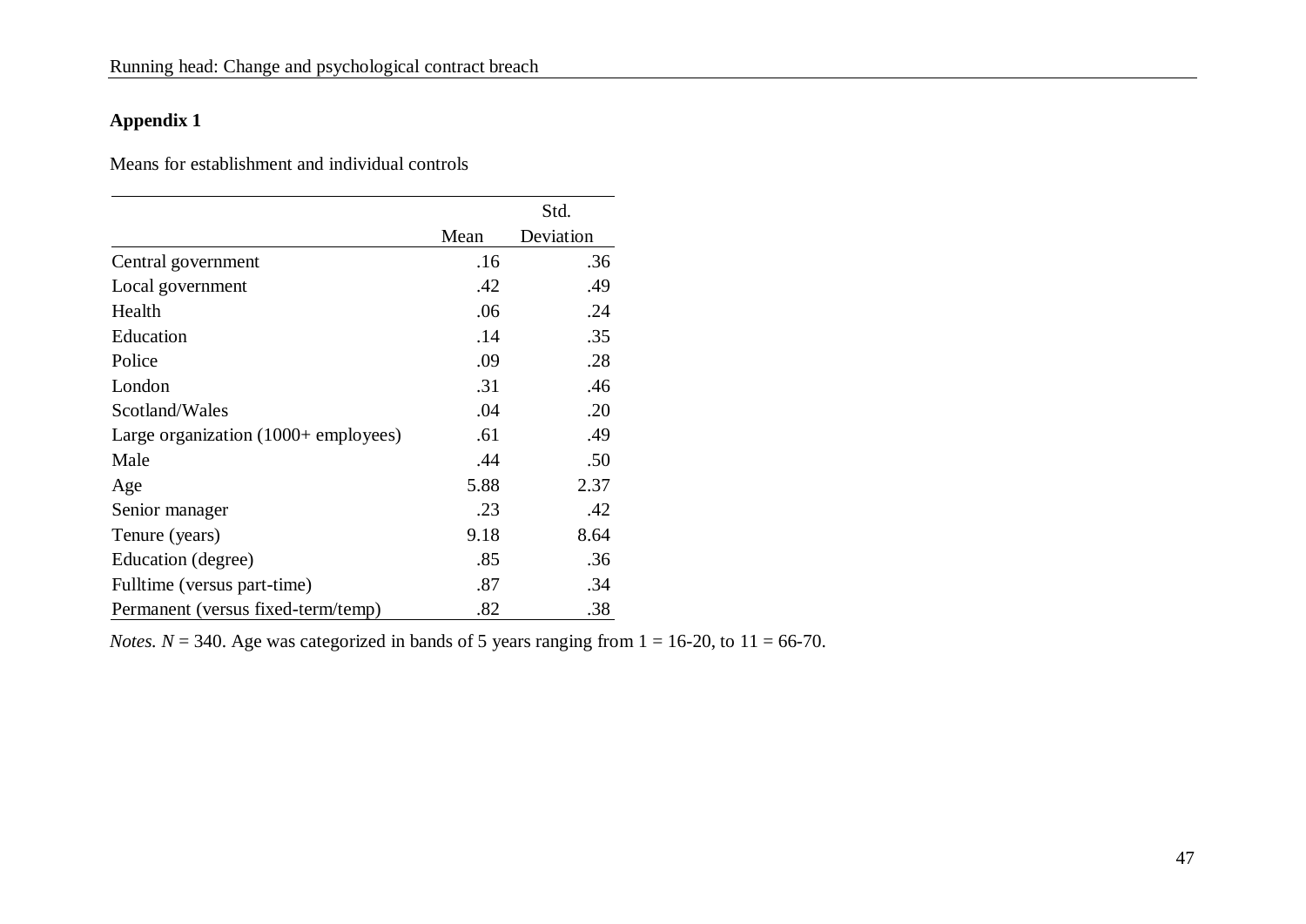**Appendix 1**

Means for establishment and individual controls

| | Mean | Std. Deviation |
|---|---|---|
| Central government | .16 | .36 |
| Local government | .42 | .49 |
| Health | .06 | .24 |
| Education | .14 | .35 |
| Police | .09 | .28 |
| London | .31 | .46 |
| Scotland/Wales | .04 | .20 |
| Large organization (1000+ employees) | .61 | .49 |
| Male | .44 | .50 |
| Age | 5.88 | 2.37 |
| Senior manager | .23 | .42 |
| Tenure (years) | 9.18 | 8.64 |
| Education (degree) | .85 | .36 |
| Fulltime (versus part-time) | .87 | .34 |
| Permanent (versus fixed-term/temp) | .82 | .38 |

*Notes.* $N = 340$. Age was categorized in bands of 5 years ranging from 1 = 16-20, to 11 = 66-70.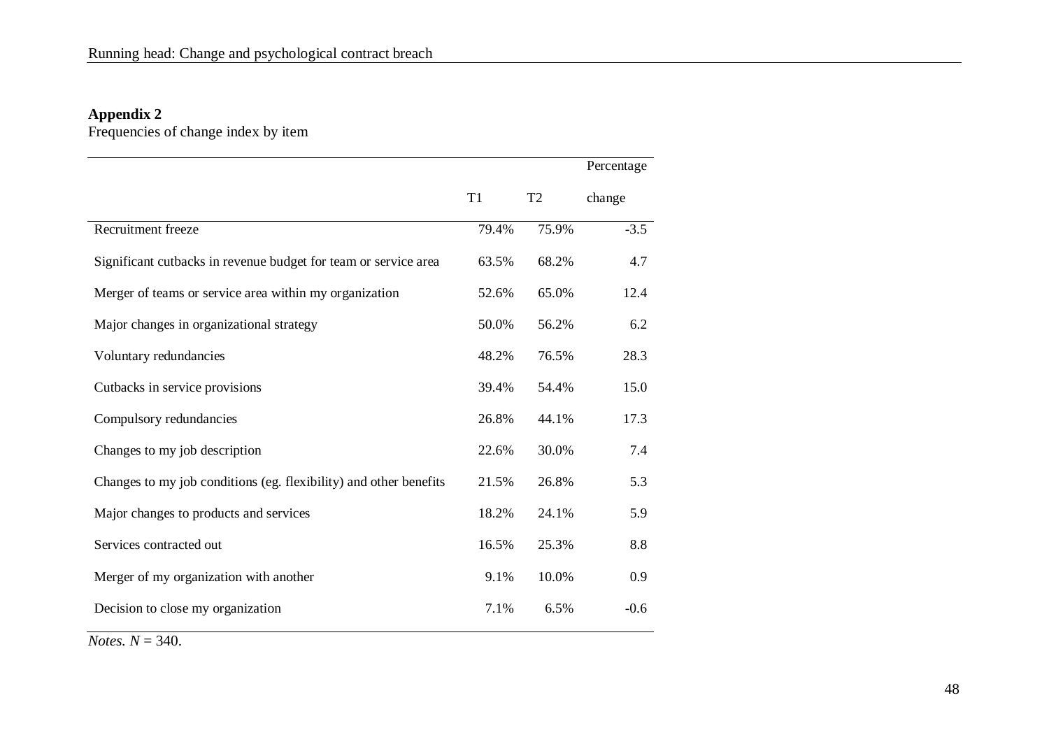**Appendix 2**

Frequencies of change index by item

| | T1 | T2 | Percentage change |
|---|---|---|---|
| Recruitment freeze | 79.4% | 75.9% | -3.5 |
| Significant cutbacks in revenue budget for team or service area | 63.5% | 68.2% | 4.7 |
| Merger of teams or service area within my organization | 52.6% | 65.0% | 12.4 |
| Major changes in organizational strategy | 50.0% | 56.2% | 6.2 |
| Voluntary redundancies | 48.2% | 76.5% | 28.3 |
| Cutbacks in service provisions | 39.4% | 54.4% | 15.0 |
| Compulsory redundancies | 26.8% | 44.1% | 17.3 |
| Changes to my job description | 22.6% | 30.0% | 7.4 |
| Changes to my job conditions (eg. flexibility) and other benefits | 21.5% | 26.8% | 5.3 |
| Major changes to products and services | 18.2% | 24.1% | 5.9 |
| Services contracted out | 16.5% | 25.3% | 8.8 |
| Merger of my organization with another | 9.1% | 10.0% | 0.9 |
| Decision to close my organization | 7.1% | 6.5% | -0.6 |

*Notes.* $N = 340$.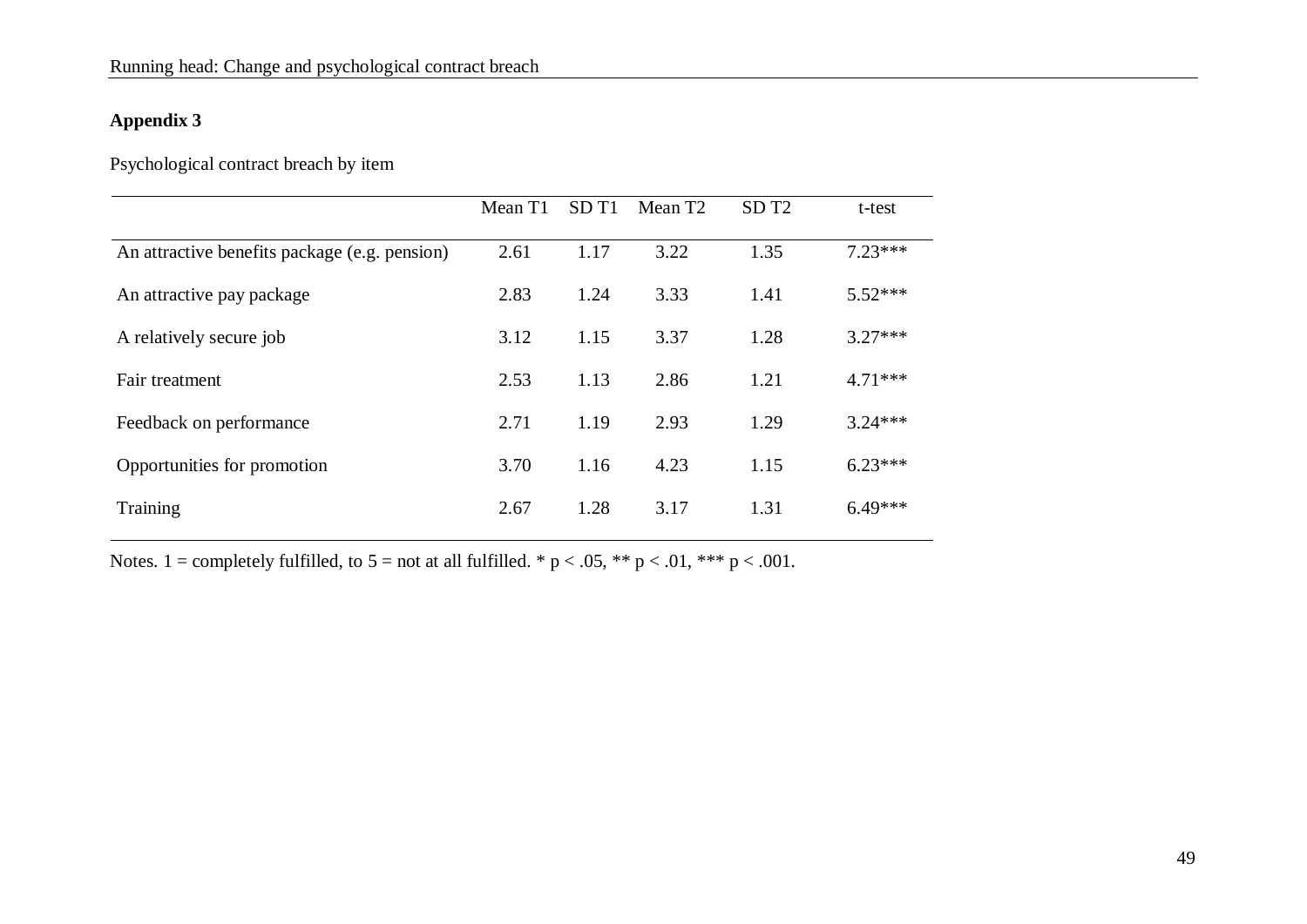**Appendix 3**

Psychological contract breach by item

| | Mean T1 | SD T1 | Mean T2 | SD T2 | t-test |
|---|---|---|---|---|---|
| An attractive benefits package (e.g. pension) | 2.61 | 1.17 | 3.22 | 1.35 | 7.23*** |
| An attractive pay package | 2.83 | 1.24 | 3.33 | 1.41 | 5.52*** |
| A relatively secure job | 3.12 | 1.15 | 3.37 | 1.28 | 3.27*** |
| Fair treatment | 2.53 | 1.13 | 2.86 | 1.21 | 4.71*** |
| Feedback on performance | 2.71 | 1.19 | 2.93 | 1.29 | 3.24*** |
| Opportunities for promotion | 3.70 | 1.16 | 4.23 | 1.15 | 6.23*** |
| Training | 2.67 | 1.28 | 3.17 | 1.31 | 6.49*** |

Notes. 1 = completely fulfilled, to 5 = not at all fulfilled. * $p < .05$, ** $p < .01$, *** $p < .001$.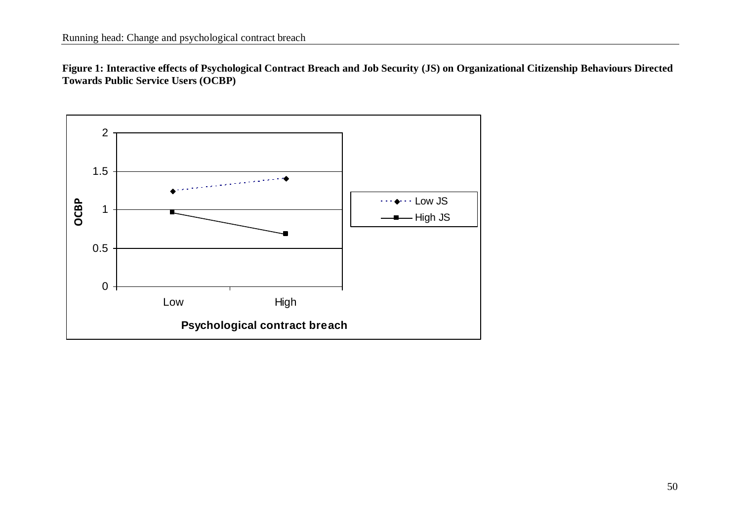**Figure 1: Interactive effects of Psychological Contract Breach and Job Security (JS) on Organizational Citizenship Behaviours Directed Towards Public Service Users (OCBP)**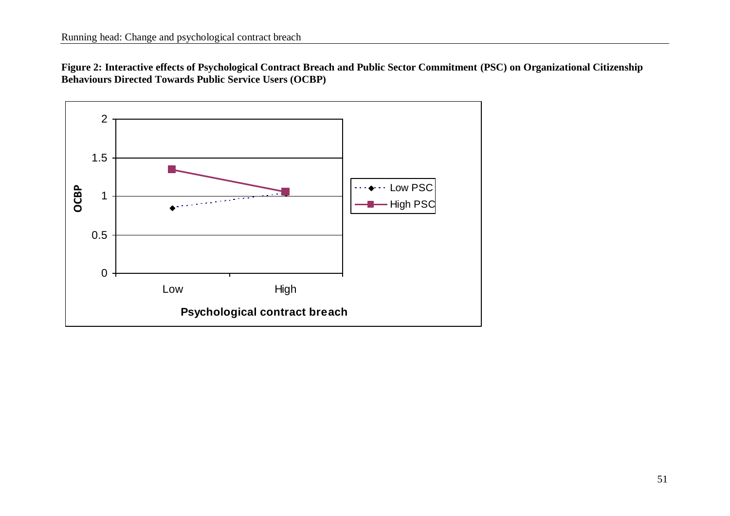**Figure 2: Interactive effects of Psychological Contract Breach and Public Sector Commitment (PSC) on Organizational Citizenship Behaviours Directed Towards Public Service Users (OCBP)**

2

1.5

1

0.5

0

OCBP

Low

High

Psychological contract breach

Low PSC

High PSC